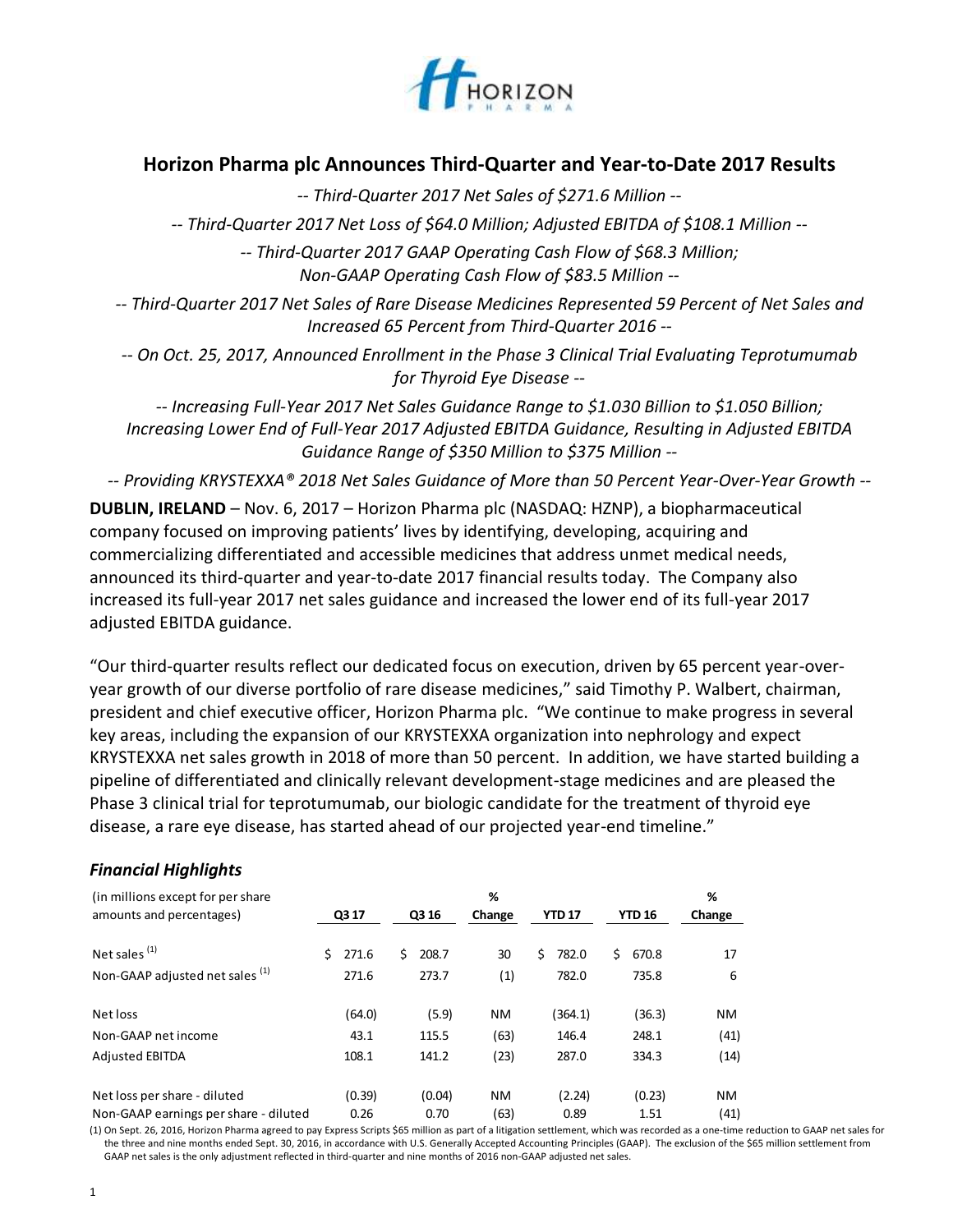# Horizon Pharma plc Announces Third-Quarter and Year-to-Date 2017 Results

*-- Third-Quarter 2017 Net Sales of $271.6 Million --*

*-- Third-Quarter 2017 Net Loss of $64.0 Million; Adjusted EBITDA of $108.1 Million --*

*-- Third-Quarter 2017 GAAP Operating Cash Flow of $68.3 Million; Non-GAAP Operating Cash Flow of $83.5 Million --*

*-- Third-Quarter 2017 Net Sales of Rare Disease Medicines Represented 59 Percent of Net Sales and Increased 65 Percent from Third-Quarter 2016 --*

*-- On Oct. 25, 2017, Announced Enrollment in the Phase 3 Clinical Trial Evaluating Teprotumumab for Thyroid Eye Disease --*

*-- Increasing Full-Year 2017 Net Sales Guidance Range to $1.030 Billion to $1.050 Billion; Increasing Lower End of Full-Year 2017 Adjusted EBITDA Guidance, Resulting in Adjusted EBITDA Guidance Range of $350 Million to $375 Million --*

*-- Providing KRYSTEXXA® 2018 Net Sales Guidance of More than 50 Percent Year-Over-Year Growth --*

**DUBLIN, IRELAND** – Nov. 6, 2017 – Horizon Pharma plc (NASDAQ: HZNP), a biopharmaceutical company focused on improving patients' lives by identifying, developing, acquiring and commercializing differentiated and accessible medicines that address unmet medical needs, announced its third-quarter and year-to-date 2017 financial results today. The Company also increased its full-year 2017 net sales guidance and increased the lower end of its full-year 2017 adjusted EBITDA guidance.

"Our third-quarter results reflect our dedicated focus on execution, driven by 65 percent year-over-year growth of our diverse portfolio of rare disease medicines," said Timothy P. Walbert, chairman, president and chief executive officer, Horizon Pharma plc. "We continue to make progress in several key areas, including the expansion of our KRYSTEXXA organization into nephrology and expect KRYSTEXXA net sales growth in 2018 of more than 50 percent. In addition, we have started building a pipeline of differentiated and clinically relevant development-stage medicines and are pleased the Phase 3 clinical trial for teprotumumab, our biologic candidate for the treatment of thyroid eye disease, a rare eye disease, has started ahead of our projected year-end timeline."

### *Financial Highlights*

| (in millions except for per share amounts and percentages) | Q3 17 | Q3 16 | % Change | YTD 17 | YTD 16 | % Change |
|---|---|---|---|---|---|---|
| Net sales [1] | $ 271.6 | $ 208.7 | 30 | $ 782.0 | $ 670.8 | 17 |
| Non-GAAP adjusted net sales [1] | 271.6 | 273.7 | (1) | 782.0 | 735.8 | 6 |
| Net loss | (64.0) | (5.9) | NM | (364.1) | (36.3) | NM |
| Non-GAAP net income | 43.1 | 115.5 | (63) | 146.4 | 248.1 | (41) |
| Adjusted EBITDA | 108.1 | 141.2 | (23) | 287.0 | 334.3 | (14) |
| Net loss per share - diluted | (0.39) | (0.04) | NM | (2.24) | (0.23) | NM |
| Non-GAAP earnings per share - diluted | 0.26 | 0.70 | (63) | 0.89 | 1.51 | (41) |

(1) On Sept. 26, 2016, Horizon Pharma agreed to pay Express Scripts $65 million as part of a litigation settlement, which was recorded as a one-time reduction to GAAP net sales for the three and nine months ended Sept. 30, 2016, in accordance with U.S. Generally Accepted Accounting Principles (GAAP). The exclusion of the $65 million settlement from GAAP net sales is the only adjustment reflected in third-quarter and nine months of 2016 non-GAAP adjusted net sales.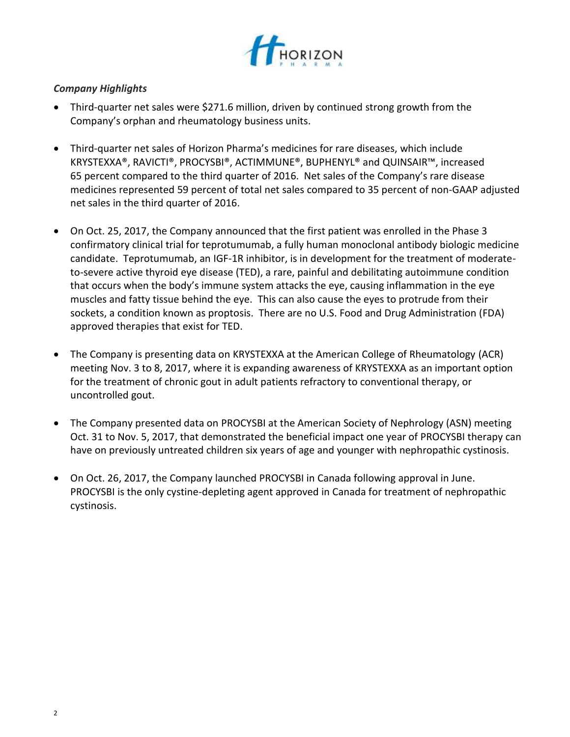*Company Highlights*

- Third-quarter net sales were $271.6 million, driven by continued strong growth from the Company's orphan and rheumatology business units.

- Third-quarter net sales of Horizon Pharma's medicines for rare diseases, which include KRYSTEXXA®, RAVICTI®, PROCYSBI®, ACTIMMUNE®, BUPHENYL® and QUINSAIR™, increased 65 percent compared to the third quarter of 2016. Net sales of the Company's rare disease medicines represented 59 percent of total net sales compared to 35 percent of non-GAAP adjusted net sales in the third quarter of 2016.

- On Oct. 25, 2017, the Company announced that the first patient was enrolled in the Phase 3 confirmatory clinical trial for teprotumumab, a fully human monoclonal antibody biologic medicine candidate. Teprotumumab, an IGF-1R inhibitor, is in development for the treatment of moderate-to-severe active thyroid eye disease (TED), a rare, painful and debilitating autoimmune condition that occurs when the body's immune system attacks the eye, causing inflammation in the eye muscles and fatty tissue behind the eye. This can also cause the eyes to protrude from their sockets, a condition known as proptosis. There are no U.S. Food and Drug Administration (FDA) approved therapies that exist for TED.

- The Company is presenting data on KRYSTEXXA at the American College of Rheumatology (ACR) meeting Nov. 3 to 8, 2017, where it is expanding awareness of KRYSTEXXA as an important option for the treatment of chronic gout in adult patients refractory to conventional therapy, or uncontrolled gout.

- The Company presented data on PROCYSBI at the American Society of Nephrology (ASN) meeting Oct. 31 to Nov. 5, 2017, that demonstrated the beneficial impact one year of PROCYSBI therapy can have on previously untreated children six years of age and younger with nephropathic cystinosis.

- On Oct. 26, 2017, the Company launched PROCYSBI in Canada following approval in June. PROCYSBI is the only cystine-depleting agent approved in Canada for treatment of nephropathic cystinosis.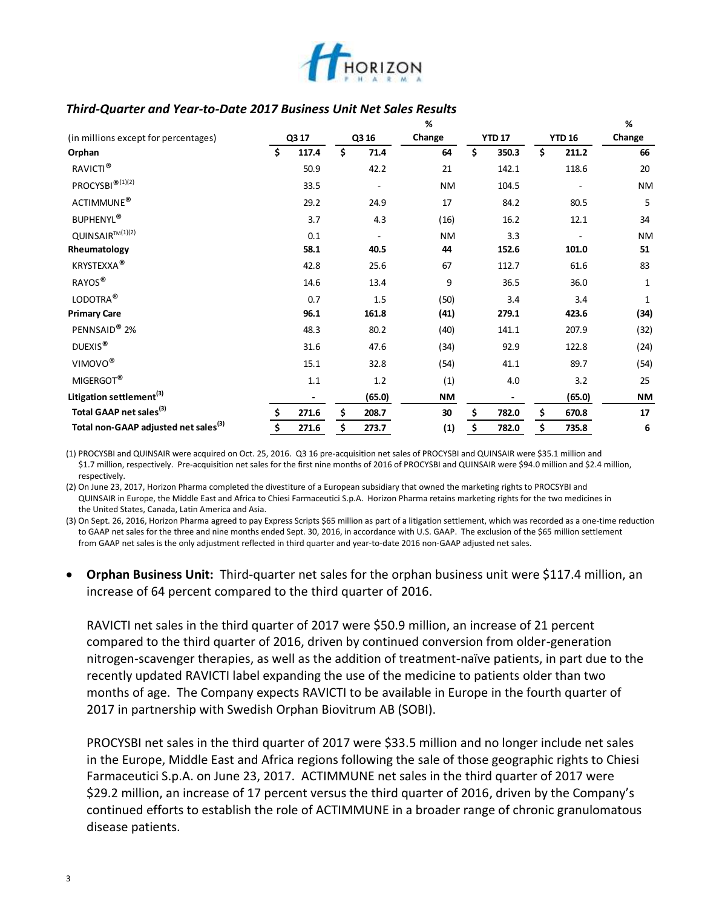### *Third-Quarter and Year-to-Date 2017 Business Unit Net Sales Results*

| (in millions except for percentages) | Q3 17 | Q3 16 | % Change | YTD 17 | YTD 16 | % Change |
|---|---|---|---|---|---|---|
| **Orphan** | **$ 117.4** | **$ 71.4** | **64** | **$ 350.3** | **$ 211.2** | **66** |
| RAVICTI® | 50.9 | 42.2 | 21 | 142.1 | 118.6 | 20 |
| PROCYSBI®(1)(2) | 33.5 | - | NM | 104.5 | - | NM |
| ACTIMMUNE® | 29.2 | 24.9 | 17 | 84.2 | 80.5 | 5 |
| BUPHENYL® | 3.7 | 4.3 | (16) | 16.2 | 12.1 | 34 |
| QUINSAIR™(1)(2) | 0.1 | - | NM | 3.3 | - | NM |
| **Rheumatology** | **58.1** | **40.5** | **44** | **152.6** | **101.0** | **51** |
| KRYSTEXXA® | 42.8 | 25.6 | 67 | 112.7 | 61.6 | 83 |
| RAYOS® | 14.6 | 13.4 | 9 | 36.5 | 36.0 | 1 |
| LODOTRA® | 0.7 | 1.5 | (50) | 3.4 | 3.4 | 1 |
| **Primary Care** | **96.1** | **161.8** | **(41)** | **279.1** | **423.6** | **(34)** |
| PENNSAID® 2% | 48.3 | 80.2 | (40) | 141.1 | 207.9 | (32) |
| DUEXIS® | 31.6 | 47.6 | (34) | 92.9 | 122.8 | (24) |
| VIMOVO® | 15.1 | 32.8 | (54) | 41.1 | 89.7 | (54) |
| MIGERGOT® | 1.1 | 1.2 | (1) | 4.0 | 3.2 | 25 |
| **Litigation settlement(3)** | **-** | **(65.0)** | **NM** | **-** | **(65.0)** | **NM** |
| **Total GAAP net sales(3)** | **$ 271.6** | **$ 208.7** | **30** | **$ 782.0** | **$ 670.8** | **17** |
| **Total non-GAAP adjusted net sales(3)** | **$ 271.6** | **$ 273.7** | **(1)** | **$ 782.0** | **$ 735.8** | **6** |

(1) PROCYSBI and QUINSAIR were acquired on Oct. 25, 2016. Q3 16 pre-acquisition net sales of PROCYSBI and QUINSAIR were $35.1 million and $1.7 million, respectively. Pre-acquisition net sales for the first nine months of 2016 of PROCYSBI and QUINSAIR were $94.0 million and $2.4 million, respectively.

(2) On June 23, 2017, Horizon Pharma completed the divestiture of a European subsidiary that owned the marketing rights to PROCYSBI and QUINSAIR in Europe, the Middle East and Africa to Chiesi Farmaceutici S.p.A. Horizon Pharma retains marketing rights for the two medicines in the United States, Canada, Latin America and Asia.

(3) On Sept. 26, 2016, Horizon Pharma agreed to pay Express Scripts $65 million as part of a litigation settlement, which was recorded as a one-time reduction to GAAP net sales for the three and nine months ended Sept. 30, 2016, in accordance with U.S. GAAP. The exclusion of the $65 million settlement from GAAP net sales is the only adjustment reflected in third quarter and year-to-date 2016 non-GAAP adjusted net sales.

- **Orphan Business Unit:** Third-quarter net sales for the orphan business unit were $117.4 million, an increase of 64 percent compared to the third quarter of 2016.

  RAVICTI net sales in the third quarter of 2017 were $50.9 million, an increase of 21 percent compared to the third quarter of 2016, driven by continued conversion from older-generation nitrogen-scavenger therapies, as well as the addition of treatment-naïve patients, in part due to the recently updated RAVICTI label expanding the use of the medicine to patients older than two months of age. The Company expects RAVICTI to be available in Europe in the fourth quarter of 2017 in partnership with Swedish Orphan Biovitrum AB (SOBI).

  PROCYSBI net sales in the third quarter of 2017 were $33.5 million and no longer include net sales in the Europe, Middle East and Africa regions following the sale of those geographic rights to Chiesi Farmaceutici S.p.A. on June 23, 2017. ACTIMMUNE net sales in the third quarter of 2017 were $29.2 million, an increase of 17 percent versus the third quarter of 2016, driven by the Company's continued efforts to establish the role of ACTIMMUNE in a broader range of chronic granulomatous disease patients.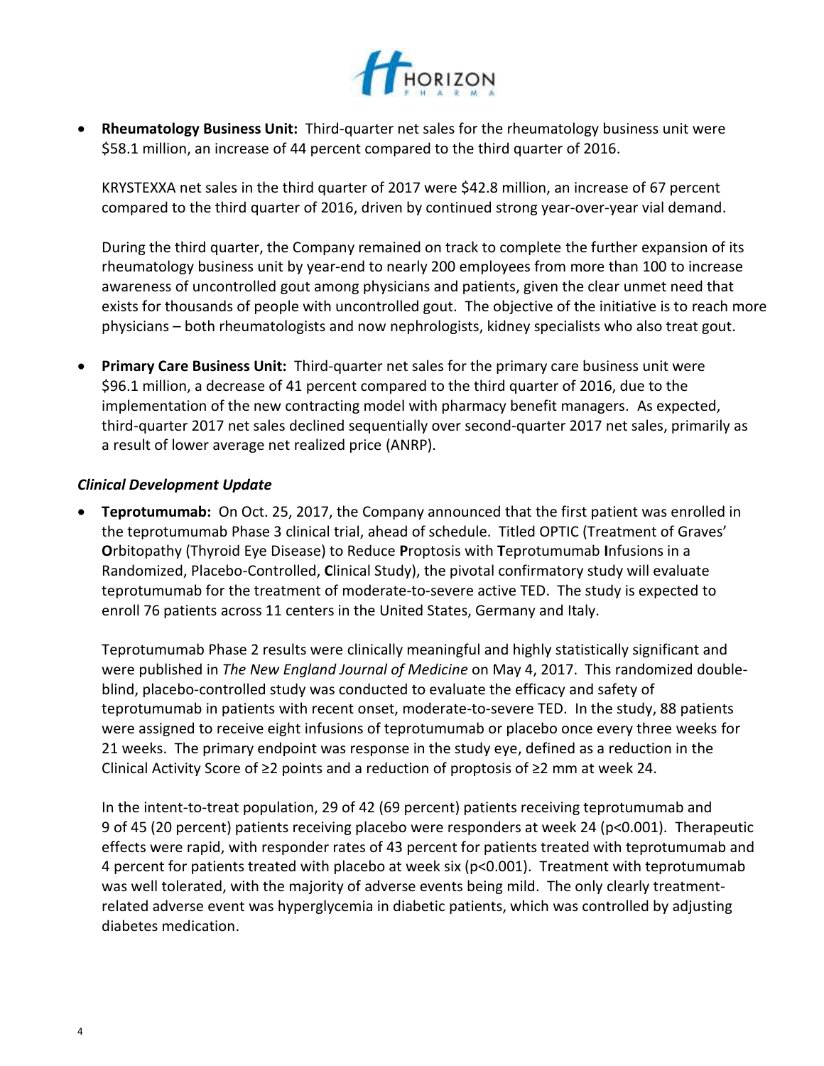- **Rheumatology Business Unit:** Third-quarter net sales for the rheumatology business unit were \$58.1 million, an increase of 44 percent compared to the third quarter of 2016.

  KRYSTEXXA net sales in the third quarter of 2017 were \$42.8 million, an increase of 67 percent compared to the third quarter of 2016, driven by continued strong year-over-year vial demand.

  During the third quarter, the Company remained on track to complete the further expansion of its rheumatology business unit by year-end to nearly 200 employees from more than 100 to increase awareness of uncontrolled gout among physicians and patients, given the clear unmet need that exists for thousands of people with uncontrolled gout. The objective of the initiative is to reach more physicians – both rheumatologists and now nephrologists, kidney specialists who also treat gout.

- **Primary Care Business Unit:** Third-quarter net sales for the primary care business unit were \$96.1 million, a decrease of 41 percent compared to the third quarter of 2016, due to the implementation of the new contracting model with pharmacy benefit managers. As expected, third-quarter 2017 net sales declined sequentially over second-quarter 2017 net sales, primarily as a result of lower average net realized price (ANRP).

### *Clinical Development Update*

- **Teprotumumab:** On Oct. 25, 2017, the Company announced that the first patient was enrolled in the teprotumumab Phase 3 clinical trial, ahead of schedule. Titled OPTIC (Treatment of Graves' **O**rbitopathy (Thyroid Eye Disease) to Reduce **P**roptosis with **T**eprotumumab **I**nfusions in a Randomized, Placebo-Controlled, **C**linical Study), the pivotal confirmatory study will evaluate teprotumumab for the treatment of moderate-to-severe active TED. The study is expected to enroll 76 patients across 11 centers in the United States, Germany and Italy.

  Teprotumumab Phase 2 results were clinically meaningful and highly statistically significant and were published in *The New England Journal of Medicine* on May 4, 2017. This randomized double-blind, placebo-controlled study was conducted to evaluate the efficacy and safety of teprotumumab in patients with recent onset, moderate-to-severe TED. In the study, 88 patients were assigned to receive eight infusions of teprotumumab or placebo once every three weeks for 21 weeks. The primary endpoint was response in the study eye, defined as a reduction in the Clinical Activity Score of ≥2 points and a reduction of proptosis of ≥2 mm at week 24.

  In the intent-to-treat population, 29 of 42 (69 percent) patients receiving teprotumumab and 9 of 45 (20 percent) patients receiving placebo were responders at week 24 ($p<0.001$). Therapeutic effects were rapid, with responder rates of 43 percent for patients treated with teprotumumab and 4 percent for patients treated with placebo at week six ($p<0.001$). Treatment with teprotumumab was well tolerated, with the majority of adverse events being mild. The only clearly treatment-related adverse event was hyperglycemia in diabetic patients, which was controlled by adjusting diabetes medication.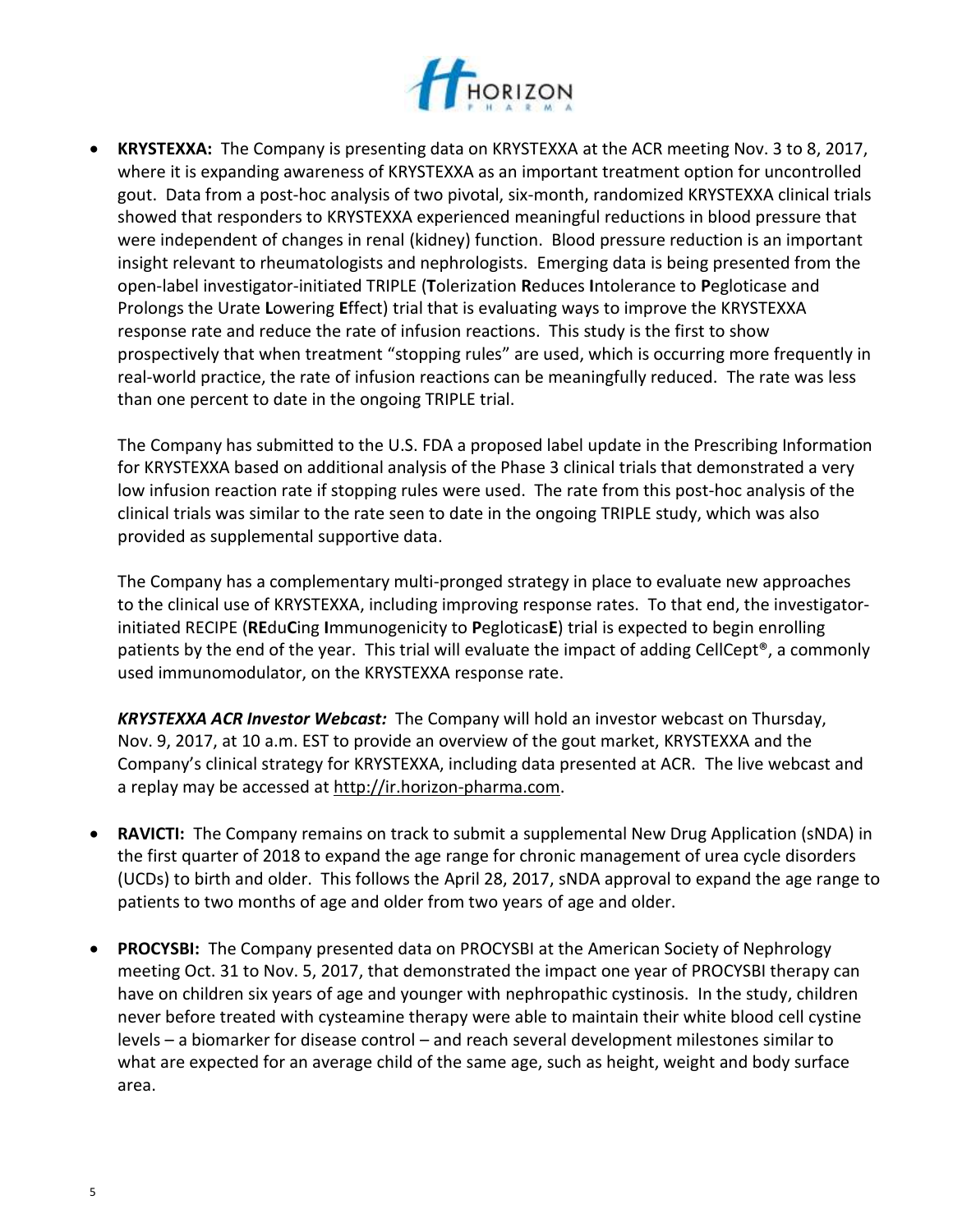- **KRYSTEXXA:** The Company is presenting data on KRYSTEXXA at the ACR meeting Nov. 3 to 8, 2017, where it is expanding awareness of KRYSTEXXA as an important treatment option for uncontrolled gout. Data from a post-hoc analysis of two pivotal, six-month, randomized KRYSTEXXA clinical trials showed that responders to KRYSTEXXA experienced meaningful reductions in blood pressure that were independent of changes in renal (kidney) function. Blood pressure reduction is an important insight relevant to rheumatologists and nephrologists. Emerging data is being presented from the open-label investigator-initiated TRIPLE (**T**olerization **R**educes **I**ntolerance to **P**egloticase and Prolongs the Urate **L**owering **E**ffect) trial that is evaluating ways to improve the KRYSTEXXA response rate and reduce the rate of infusion reactions. This study is the first to show prospectively that when treatment "stopping rules" are used, which is occurring more frequently in real-world practice, the rate of infusion reactions can be meaningfully reduced. The rate was less than one percent to date in the ongoing TRIPLE trial.

  The Company has submitted to the U.S. FDA a proposed label update in the Prescribing Information for KRYSTEXXA based on additional analysis of the Phase 3 clinical trials that demonstrated a very low infusion reaction rate if stopping rules were used. The rate from this post-hoc analysis of the clinical trials was similar to the rate seen to date in the ongoing TRIPLE study, which was also provided as supplemental supportive data.

  The Company has a complementary multi-pronged strategy in place to evaluate new approaches to the clinical use of KRYSTEXXA, including improving response rates. To that end, the investigator-initiated RECIPE (**RE**du**C**ing **I**mmunogenicity to **P**egloticas**E**) trial is expected to begin enrolling patients by the end of the year. This trial will evaluate the impact of adding CellCept®, a commonly used immunomodulator, on the KRYSTEXXA response rate.

  ***KRYSTEXXA ACR Investor Webcast:*** The Company will hold an investor webcast on Thursday, Nov. 9, 2017, at 10 a.m. EST to provide an overview of the gout market, KRYSTEXXA and the Company's clinical strategy for KRYSTEXXA, including data presented at ACR. The live webcast and a replay may be accessed at http://ir.horizon-pharma.com.

- **RAVICTI:** The Company remains on track to submit a supplemental New Drug Application (sNDA) in the first quarter of 2018 to expand the age range for chronic management of urea cycle disorders (UCDs) to birth and older. This follows the April 28, 2017, sNDA approval to expand the age range to patients to two months of age and older from two years of age and older.

- **PROCYSBI:** The Company presented data on PROCYSBI at the American Society of Nephrology meeting Oct. 31 to Nov. 5, 2017, that demonstrated the impact one year of PROCYSBI therapy can have on children six years of age and younger with nephropathic cystinosis. In the study, children never before treated with cysteamine therapy were able to maintain their white blood cell cystine levels – a biomarker for disease control – and reach several development milestones similar to what are expected for an average child of the same age, such as height, weight and body surface area.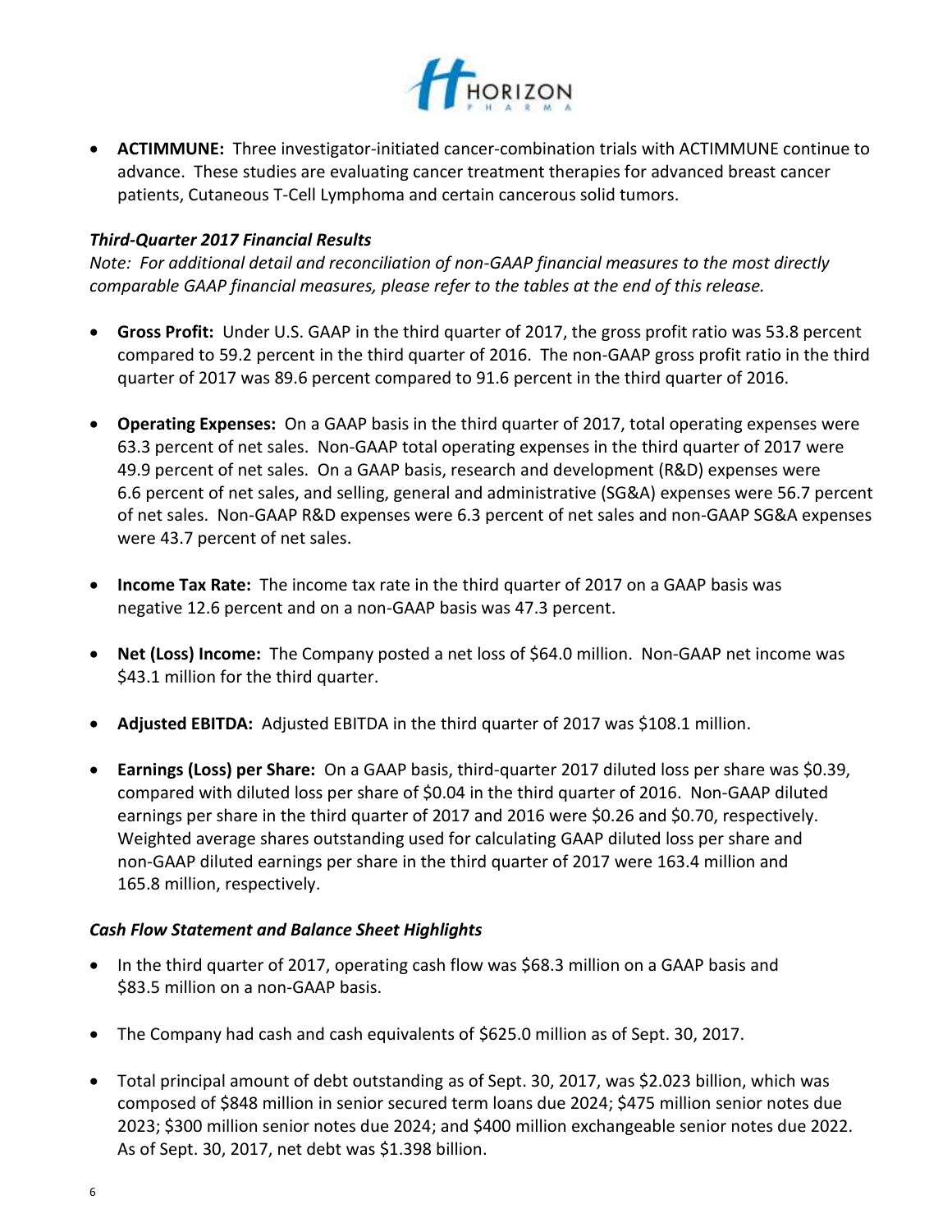- **ACTIMMUNE:** Three investigator-initiated cancer-combination trials with ACTIMMUNE continue to advance. These studies are evaluating cancer treatment therapies for advanced breast cancer patients, Cutaneous T-Cell Lymphoma and certain cancerous solid tumors.

### *Third-Quarter 2017 Financial Results*

*Note: For additional detail and reconciliation of non-GAAP financial measures to the most directly comparable GAAP financial measures, please refer to the tables at the end of this release.*

- **Gross Profit:** Under U.S. GAAP in the third quarter of 2017, the gross profit ratio was 53.8 percent compared to 59.2 percent in the third quarter of 2016. The non-GAAP gross profit ratio in the third quarter of 2017 was 89.6 percent compared to 91.6 percent in the third quarter of 2016.

- **Operating Expenses:** On a GAAP basis in the third quarter of 2017, total operating expenses were 63.3 percent of net sales. Non-GAAP total operating expenses in the third quarter of 2017 were 49.9 percent of net sales. On a GAAP basis, research and development (R&D) expenses were 6.6 percent of net sales, and selling, general and administrative (SG&A) expenses were 56.7 percent of net sales. Non-GAAP R&D expenses were 6.3 percent of net sales and non-GAAP SG&A expenses were 43.7 percent of net sales.

- **Income Tax Rate:** The income tax rate in the third quarter of 2017 on a GAAP basis was negative 12.6 percent and on a non-GAAP basis was 47.3 percent.

- **Net (Loss) Income:** The Company posted a net loss of $64.0 million. Non-GAAP net income was $43.1 million for the third quarter.

- **Adjusted EBITDA:** Adjusted EBITDA in the third quarter of 2017 was $108.1 million.

- **Earnings (Loss) per Share:** On a GAAP basis, third-quarter 2017 diluted loss per share was $0.39, compared with diluted loss per share of $0.04 in the third quarter of 2016. Non-GAAP diluted earnings per share in the third quarter of 2017 and 2016 were $0.26 and $0.70, respectively. Weighted average shares outstanding used for calculating GAAP diluted loss per share and non-GAAP diluted earnings per share in the third quarter of 2017 were 163.4 million and 165.8 million, respectively.

### *Cash Flow Statement and Balance Sheet Highlights*

- In the third quarter of 2017, operating cash flow was $68.3 million on a GAAP basis and $83.5 million on a non-GAAP basis.

- The Company had cash and cash equivalents of $625.0 million as of Sept. 30, 2017.

- Total principal amount of debt outstanding as of Sept. 30, 2017, was $2.023 billion, which was composed of $848 million in senior secured term loans due 2024; $475 million senior notes due 2023; $300 million senior notes due 2024; and $400 million exchangeable senior notes due 2022. As of Sept. 30, 2017, net debt was $1.398 billion.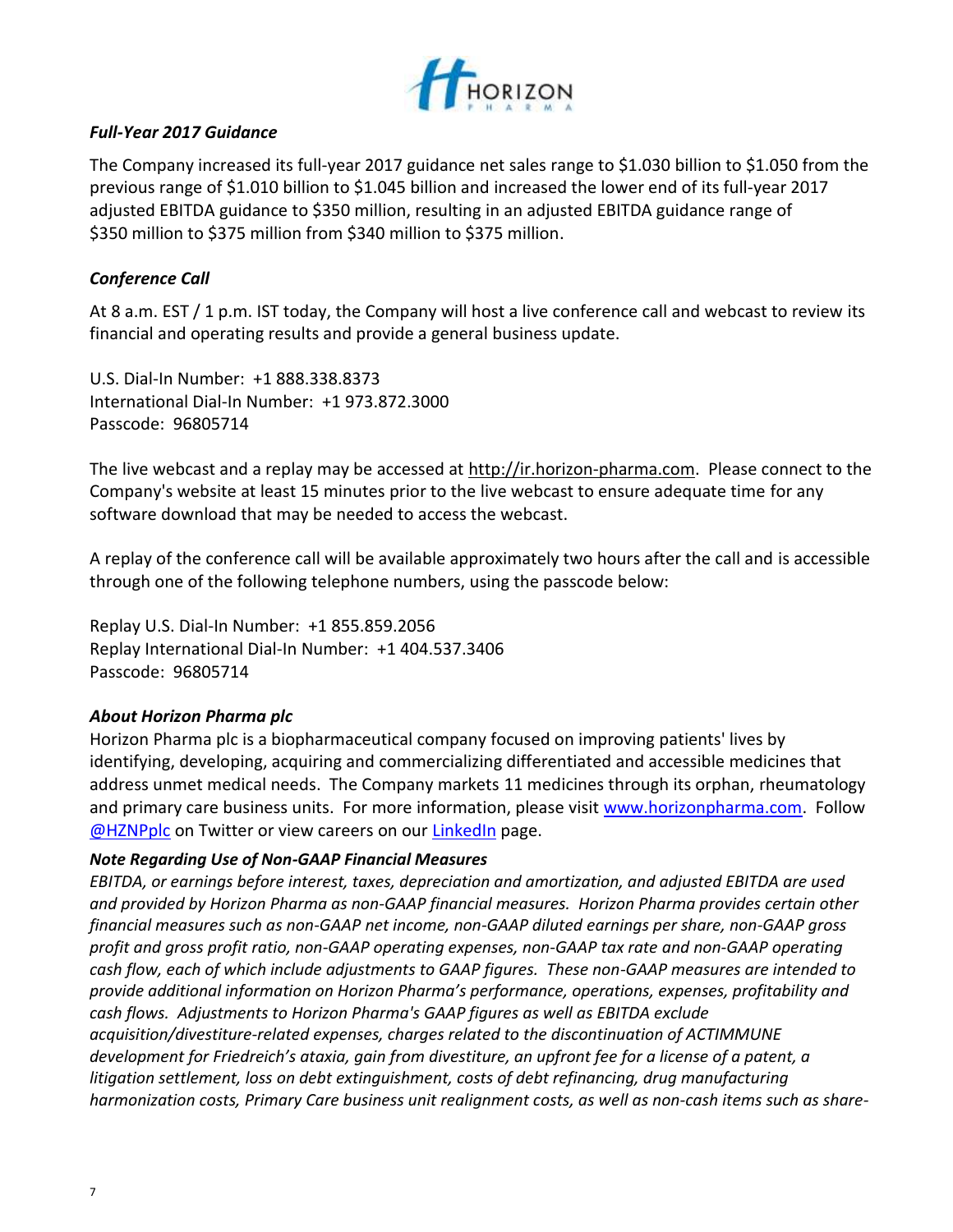### *Full-Year 2017 Guidance*

The Company increased its full-year 2017 guidance net sales range to $1.030 billion to $1.050 from the previous range of $1.010 billion to $1.045 billion and increased the lower end of its full-year 2017 adjusted EBITDA guidance to $350 million, resulting in an adjusted EBITDA guidance range of $350 million to $375 million from $340 million to $375 million.

### *Conference Call*

At 8 a.m. EST / 1 p.m. IST today, the Company will host a live conference call and webcast to review its financial and operating results and provide a general business update.

U.S. Dial-In Number: +1 888.338.8373
International Dial-In Number: +1 973.872.3000
Passcode: 96805714

The live webcast and a replay may be accessed at http://ir.horizon-pharma.com. Please connect to the Company's website at least 15 minutes prior to the live webcast to ensure adequate time for any software download that may be needed to access the webcast.

A replay of the conference call will be available approximately two hours after the call and is accessible through one of the following telephone numbers, using the passcode below:

Replay U.S. Dial-In Number: +1 855.859.2056
Replay International Dial-In Number: +1 404.537.3406
Passcode: 96805714

### *About Horizon Pharma plc*

Horizon Pharma plc is a biopharmaceutical company focused on improving patients' lives by identifying, developing, acquiring and commercializing differentiated and accessible medicines that address unmet medical needs. The Company markets 11 medicines through its orphan, rheumatology and primary care business units. For more information, please visit www.horizonpharma.com. Follow @HZNPplc on Twitter or view careers on our LinkedIn page.

### *Note Regarding Use of Non-GAAP Financial Measures*

*EBITDA, or earnings before interest, taxes, depreciation and amortization, and adjusted EBITDA are used and provided by Horizon Pharma as non-GAAP financial measures. Horizon Pharma provides certain other financial measures such as non-GAAP net income, non-GAAP diluted earnings per share, non-GAAP gross profit and gross profit ratio, non-GAAP operating expenses, non-GAAP tax rate and non-GAAP operating cash flow, each of which include adjustments to GAAP figures. These non-GAAP measures are intended to provide additional information on Horizon Pharma's performance, operations, expenses, profitability and cash flows. Adjustments to Horizon Pharma's GAAP figures as well as EBITDA exclude acquisition/divestiture-related expenses, charges related to the discontinuation of ACTIMMUNE development for Friedreich's ataxia, gain from divestiture, an upfront fee for a license of a patent, a litigation settlement, loss on debt extinguishment, costs of debt refinancing, drug manufacturing harmonization costs, Primary Care business unit realignment costs, as well as non-cash items such as share-*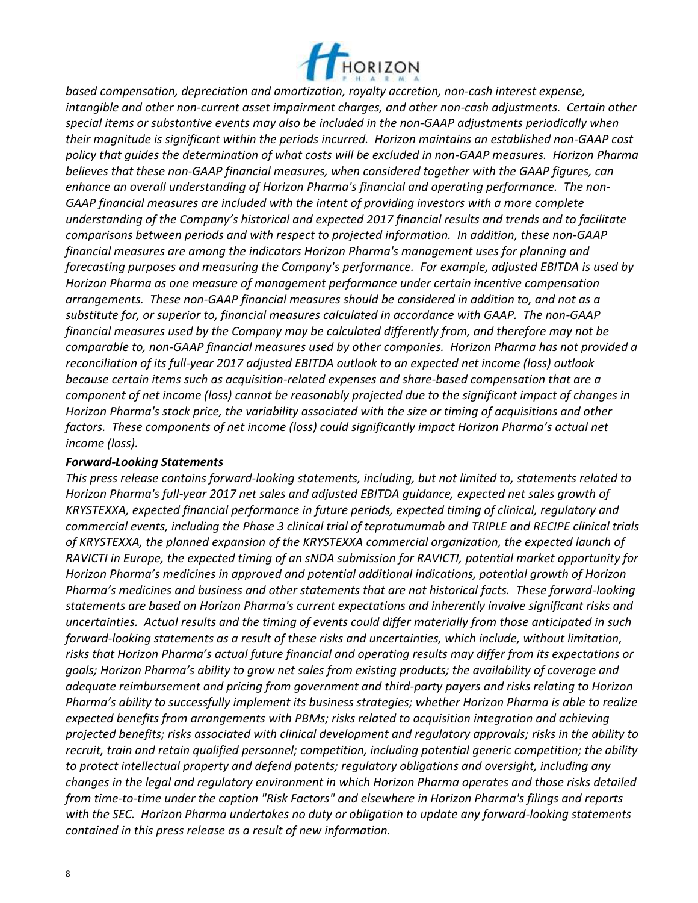*based compensation, depreciation and amortization, royalty accretion, non-cash interest expense, intangible and other non-current asset impairment charges, and other non-cash adjustments. Certain other special items or substantive events may also be included in the non-GAAP adjustments periodically when their magnitude is significant within the periods incurred. Horizon maintains an established non-GAAP cost policy that guides the determination of what costs will be excluded in non-GAAP measures. Horizon Pharma believes that these non-GAAP financial measures, when considered together with the GAAP figures, can enhance an overall understanding of Horizon Pharma's financial and operating performance. The non-GAAP financial measures are included with the intent of providing investors with a more complete understanding of the Company's historical and expected 2017 financial results and trends and to facilitate comparisons between periods and with respect to projected information. In addition, these non-GAAP financial measures are among the indicators Horizon Pharma's management uses for planning and forecasting purposes and measuring the Company's performance. For example, adjusted EBITDA is used by Horizon Pharma as one measure of management performance under certain incentive compensation arrangements. These non-GAAP financial measures should be considered in addition to, and not as a substitute for, or superior to, financial measures calculated in accordance with GAAP. The non-GAAP financial measures used by the Company may be calculated differently from, and therefore may not be comparable to, non-GAAP financial measures used by other companies. Horizon Pharma has not provided a reconciliation of its full-year 2017 adjusted EBITDA outlook to an expected net income (loss) outlook because certain items such as acquisition-related expenses and share-based compensation that are a component of net income (loss) cannot be reasonably projected due to the significant impact of changes in Horizon Pharma's stock price, the variability associated with the size or timing of acquisitions and other factors. These components of net income (loss) could significantly impact Horizon Pharma's actual net income (loss).*

***Forward-Looking Statements***

*This press release contains forward-looking statements, including, but not limited to, statements related to Horizon Pharma's full-year 2017 net sales and adjusted EBITDA guidance, expected net sales growth of KRYSTEXXA, expected financial performance in future periods, expected timing of clinical, regulatory and commercial events, including the Phase 3 clinical trial of teprotumumab and TRIPLE and RECIPE clinical trials of KRYSTEXXA, the planned expansion of the KRYSTEXXA commercial organization, the expected launch of RAVICTI in Europe, the expected timing of an sNDA submission for RAVICTI, potential market opportunity for Horizon Pharma's medicines in approved and potential additional indications, potential growth of Horizon Pharma's medicines and business and other statements that are not historical facts. These forward-looking statements are based on Horizon Pharma's current expectations and inherently involve significant risks and uncertainties. Actual results and the timing of events could differ materially from those anticipated in such forward-looking statements as a result of these risks and uncertainties, which include, without limitation, risks that Horizon Pharma's actual future financial and operating results may differ from its expectations or goals; Horizon Pharma's ability to grow net sales from existing products; the availability of coverage and adequate reimbursement and pricing from government and third-party payers and risks relating to Horizon Pharma's ability to successfully implement its business strategies; whether Horizon Pharma is able to realize expected benefits from arrangements with PBMs; risks related to acquisition integration and achieving projected benefits; risks associated with clinical development and regulatory approvals; risks in the ability to recruit, train and retain qualified personnel; competition, including potential generic competition; the ability to protect intellectual property and defend patents; regulatory obligations and oversight, including any changes in the legal and regulatory environment in which Horizon Pharma operates and those risks detailed from time-to-time under the caption "Risk Factors" and elsewhere in Horizon Pharma's filings and reports with the SEC. Horizon Pharma undertakes no duty or obligation to update any forward-looking statements contained in this press release as a result of new information.*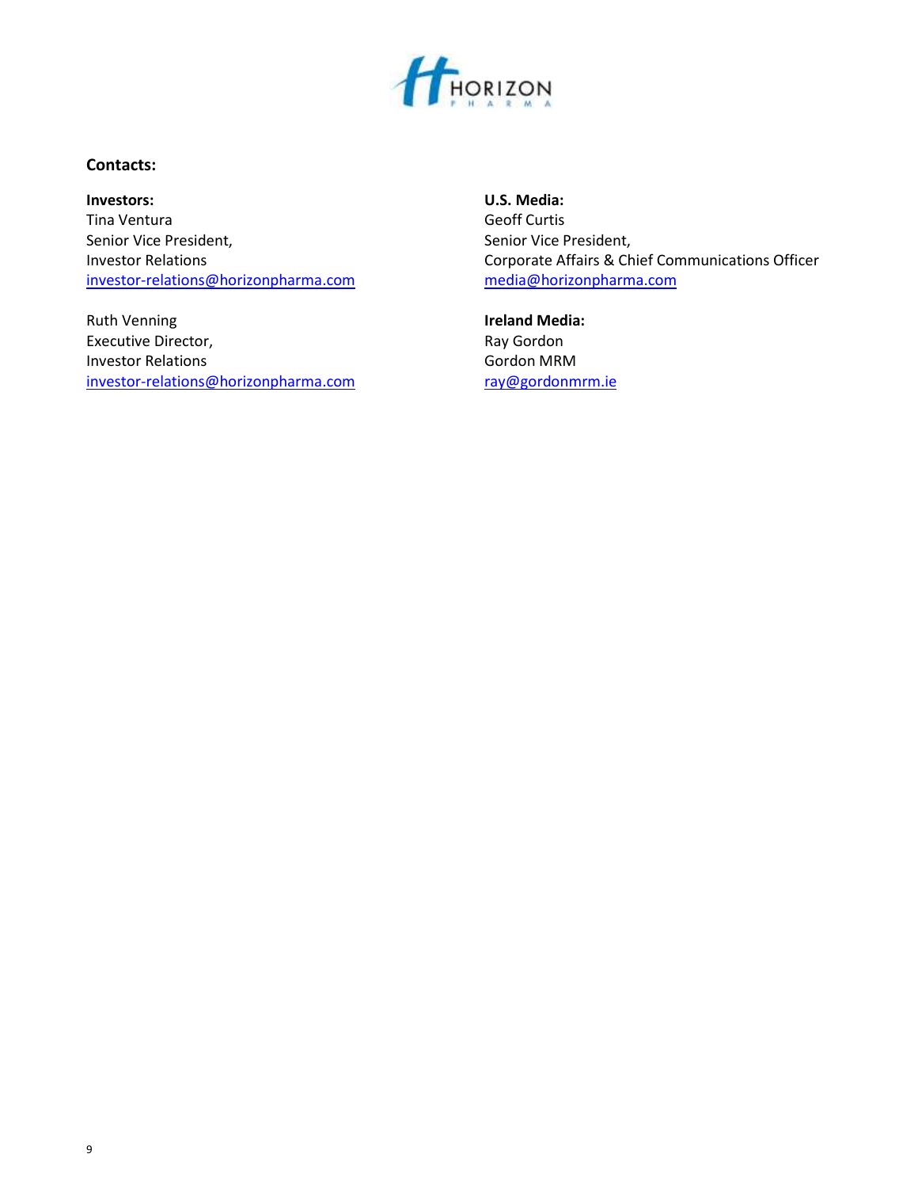**Contacts:**

**Investors:**
Tina Ventura
Senior Vice President,
Investor Relations
investor-relations@horizonpharma.com

Ruth Venning
Executive Director,
Investor Relations
investor-relations@horizonpharma.com

**U.S. Media:**
Geoff Curtis
Senior Vice President,
Corporate Affairs & Chief Communications Officer
media@horizonpharma.com

**Ireland Media:**
Ray Gordon
Gordon MRM
ray@gordonmrm.ie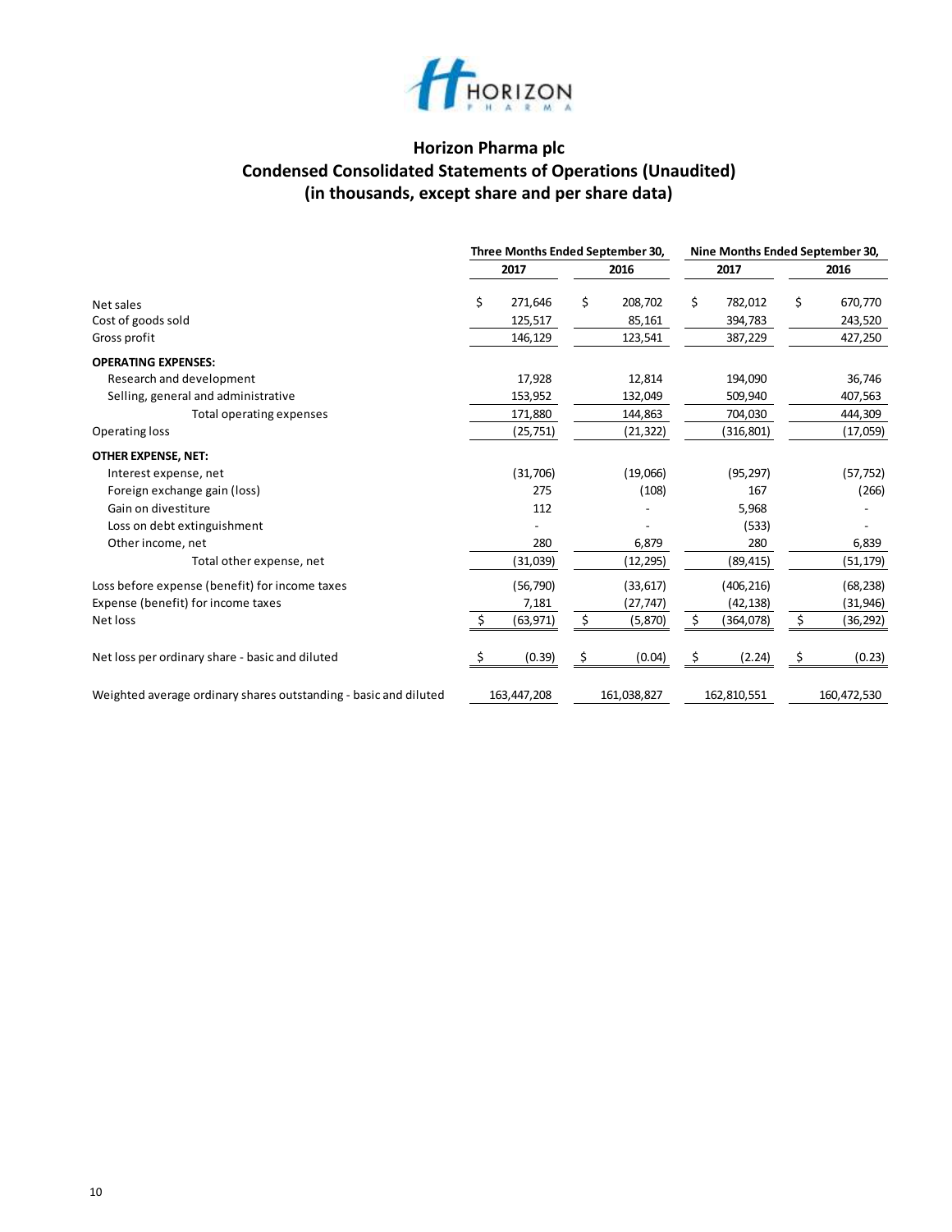# Horizon Pharma plc

## Condensed Consolidated Statements of Operations (Unaudited)

### (in thousands, except share and per share data)

| | Three Months Ended September 30, | | Nine Months Ended September 30, | |
|---|---|---|---|---|
| | 2017 | 2016 | 2017 | 2016 |
| Net sales | $ 271,646 | $ 208,702 | $ 782,012 | $ 670,770 |
| Cost of goods sold | 125,517 | 85,161 | 394,783 | 243,520 |
| Gross profit | 146,129 | 123,541 | 387,229 | 427,250 |
| **OPERATING EXPENSES:** | | | | |
| Research and development | 17,928 | 12,814 | 194,090 | 36,746 |
| Selling, general and administrative | 153,952 | 132,049 | 509,940 | 407,563 |
| Total operating expenses | 171,880 | 144,863 | 704,030 | 444,309 |
| Operating loss | (25,751) | (21,322) | (316,801) | (17,059) |
| **OTHER EXPENSE, NET:** | | | | |
| Interest expense, net | (31,706) | (19,066) | (95,297) | (57,752) |
| Foreign exchange gain (loss) | 275 | (108) | 167 | (266) |
| Gain on divestiture | 112 | - | 5,968 | - |
| Loss on debt extinguishment | - | - | (533) | - |
| Other income, net | 280 | 6,879 | 280 | 6,839 |
| Total other expense, net | (31,039) | (12,295) | (89,415) | (51,179) |
| Loss before expense (benefit) for income taxes | (56,790) | (33,617) | (406,216) | (68,238) |
| Expense (benefit) for income taxes | 7,181 | (27,747) | (42,138) | (31,946) |
| Net loss | $ (63,971) | $ (5,870) | $ (364,078) | $ (36,292) |
| Net loss per ordinary share - basic and diluted | $ (0.39) | $ (0.04) | $ (2.24) | $ (0.23) |
| Weighted average ordinary shares outstanding - basic and diluted | 163,447,208 | 161,038,827 | 162,810,551 | 160,472,530 |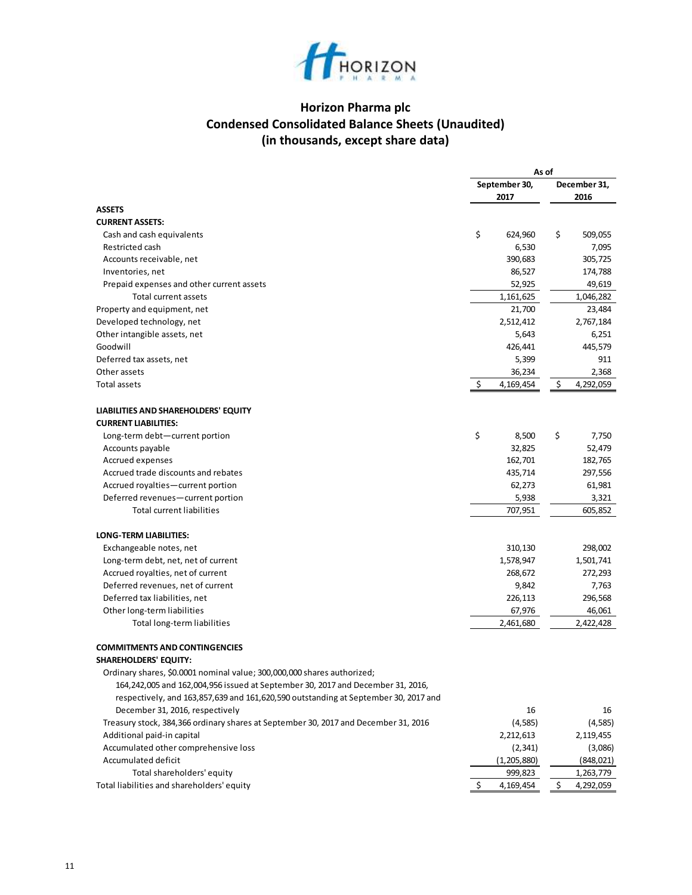# Horizon Pharma plc

## Condensed Consolidated Balance Sheets (Unaudited)

### (in thousands, except share data)

| | As of | |
|---|---|---|
| | September 30, 2017 | December 31, 2016 |
| **ASSETS** | | |
| **CURRENT ASSETS:** | | |
| Cash and cash equivalents | $ 624,960 | $ 509,055 |
| Restricted cash | 6,530 | 7,095 |
| Accounts receivable, net | 390,683 | 305,725 |
| Inventories, net | 86,527 | 174,788 |
| Prepaid expenses and other current assets | 52,925 | 49,619 |
| Total current assets | 1,161,625 | 1,046,282 |
| Property and equipment, net | 21,700 | 23,484 |
| Developed technology, net | 2,512,412 | 2,767,184 |
| Other intangible assets, net | 5,643 | 6,251 |
| Goodwill | 426,441 | 445,579 |
| Deferred tax assets, net | 5,399 | 911 |
| Other assets | 36,234 | 2,368 |
| Total assets | $ 4,169,454 | $ 4,292,059 |
| **LIABILITIES AND SHAREHOLDERS' EQUITY** | | |
| **CURRENT LIABILITIES:** | | |
| Long-term debt—current portion | $ 8,500 | $ 7,750 |
| Accounts payable | 32,825 | 52,479 |
| Accrued expenses | 162,701 | 182,765 |
| Accrued trade discounts and rebates | 435,714 | 297,556 |
| Accrued royalties—current portion | 62,273 | 61,981 |
| Deferred revenues—current portion | 5,938 | 3,321 |
| Total current liabilities | 707,951 | 605,852 |
| **LONG-TERM LIABILITIES:** | | |
| Exchangeable notes, net | 310,130 | 298,002 |
| Long-term debt, net, net of current | 1,578,947 | 1,501,741 |
| Accrued royalties, net of current | 268,672 | 272,293 |
| Deferred revenues, net of current | 9,842 | 7,763 |
| Deferred tax liabilities, net | 226,113 | 296,568 |
| Other long-term liabilities | 67,976 | 46,061 |
| Total long-term liabilities | 2,461,680 | 2,422,428 |
| **COMMITMENTS AND CONTINGENCIES** | | |
| **SHAREHOLDERS' EQUITY:** | | |
| Ordinary shares, $0.0001 nominal value; 300,000,000 shares authorized; 164,242,005 and 162,004,956 issued at September 30, 2017 and December 31, 2016, respectively, and 163,857,639 and 161,620,590 outstanding at September 30, 2017 and December 31, 2016, respectively | 16 | 16 |
| Treasury stock, 384,366 ordinary shares at September 30, 2017 and December 31, 2016 | (4,585) | (4,585) |
| Additional paid-in capital | 2,212,613 | 2,119,455 |
| Accumulated other comprehensive loss | (2,341) | (3,086) |
| Accumulated deficit | (1,205,880) | (848,021) |
| Total shareholders' equity | 999,823 | 1,263,779 |
| Total liabilities and shareholders' equity | $ 4,169,454 | $ 4,292,059 |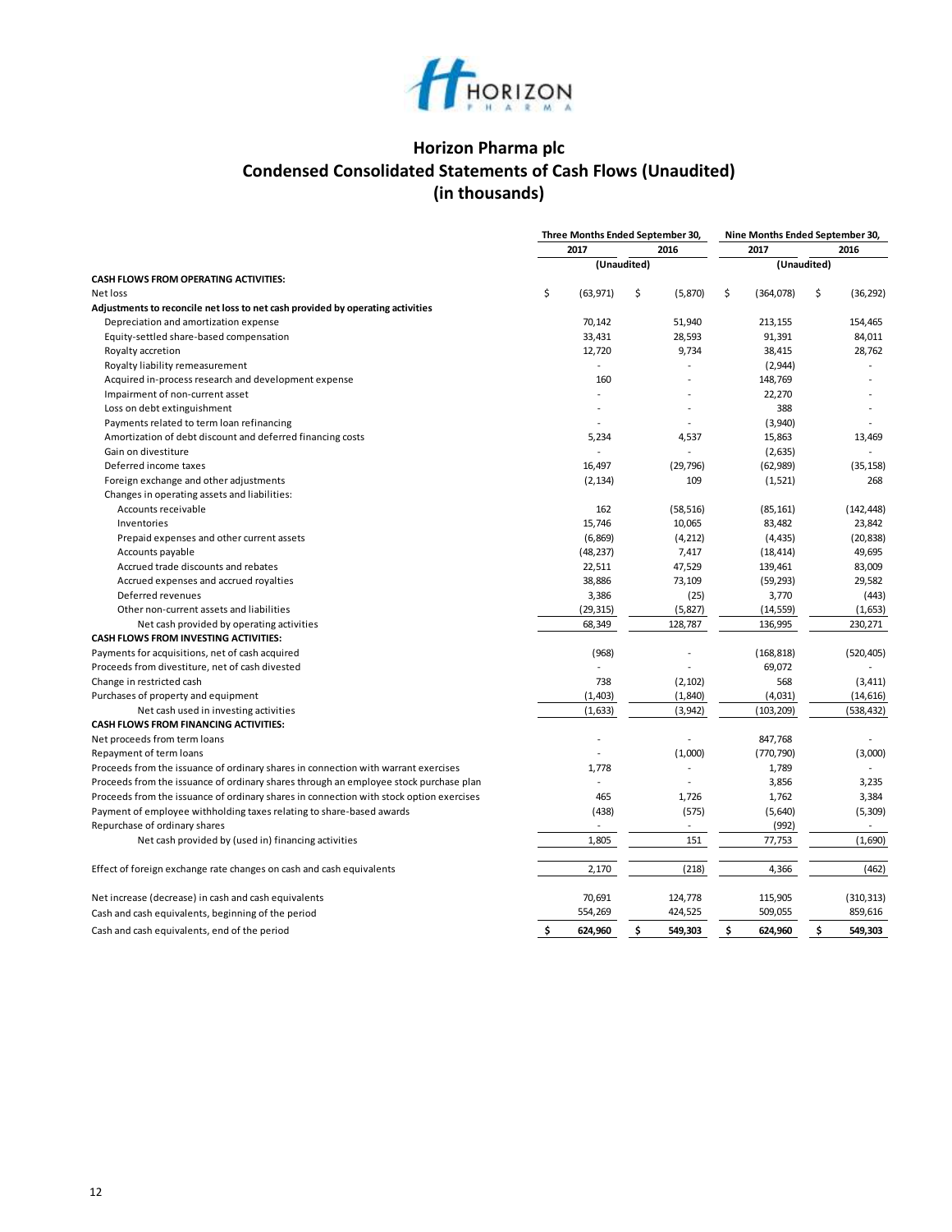# Horizon Pharma plc

## Condensed Consolidated Statements of Cash Flows (Unaudited)
## (in thousands)

| | Three Months Ended September 30, | | Nine Months Ended September 30, | |
|---|---|---|---|---|
| | 2017 | 2016 | 2017 | 2016 |
| | (Unaudited) | | (Unaudited) | |
| **CASH FLOWS FROM OPERATING ACTIVITIES:** | | | | |
| Net loss | $ (63,971) | $ (5,870) | $ (364,078) | $ (36,292) |
| **Adjustments to reconcile net loss to net cash provided by operating activities** | | | | |
| Depreciation and amortization expense | 70,142 | 51,940 | 213,155 | 154,465 |
| Equity-settled share-based compensation | 33,431 | 28,593 | 91,391 | 84,011 |
| Royalty accretion | 12,720 | 9,734 | 38,415 | 28,762 |
| Royalty liability remeasurement | - | - | (2,944) | - |
| Acquired in-process research and development expense | 160 | - | 148,769 | - |
| Impairment of non-current asset | - | - | 22,270 | - |
| Loss on debt extinguishment | - | - | 388 | - |
| Payments related to term loan refinancing | - | - | (3,940) | - |
| Amortization of debt discount and deferred financing costs | 5,234 | 4,537 | 15,863 | 13,469 |
| Gain on divestiture | - | - | (2,635) | - |
| Deferred income taxes | 16,497 | (29,796) | (62,989) | (35,158) |
| Foreign exchange and other adjustments | (2,134) | 109 | (1,521) | 268 |
| Changes in operating assets and liabilities: | | | | |
| Accounts receivable | 162 | (58,516) | (85,161) | (142,448) |
| Inventories | 15,746 | 10,065 | 83,482 | 23,842 |
| Prepaid expenses and other current assets | (6,869) | (4,212) | (4,435) | (20,838) |
| Accounts payable | (48,237) | 7,417 | (18,414) | 49,695 |
| Accrued trade discounts and rebates | 22,511 | 47,529 | 139,461 | 83,009 |
| Accrued expenses and accrued royalties | 38,886 | 73,109 | (59,293) | 29,582 |
| Deferred revenues | 3,386 | (25) | 3,770 | (443) |
| Other non-current assets and liabilities | (29,315) | (5,827) | (14,559) | (1,653) |
| Net cash provided by operating activities | 68,349 | 128,787 | 136,995 | 230,271 |
| **CASH FLOWS FROM INVESTING ACTIVITIES:** | | | | |
| Payments for acquisitions, net of cash acquired | (968) | - | (168,818) | (520,405) |
| Proceeds from divestiture, net of cash divested | - | - | 69,072 | - |
| Change in restricted cash | 738 | (2,102) | 568 | (3,411) |
| Purchases of property and equipment | (1,403) | (1,840) | (4,031) | (14,616) |
| Net cash used in investing activities | (1,633) | (3,942) | (103,209) | (538,432) |
| **CASH FLOWS FROM FINANCING ACTIVITIES:** | | | | |
| Net proceeds from term loans | - | - | 847,768 | - |
| Repayment of term loans | - | (1,000) | (770,790) | (3,000) |
| Proceeds from the issuance of ordinary shares in connection with warrant exercises | 1,778 | - | 1,789 | - |
| Proceeds from the issuance of ordinary shares through an employee stock purchase plan | - | - | 3,856 | 3,235 |
| Proceeds from the issuance of ordinary shares in connection with stock option exercises | 465 | 1,726 | 1,762 | 3,384 |
| Payment of employee withholding taxes relating to share-based awards | (438) | (575) | (5,640) | (5,309) |
| Repurchase of ordinary shares | - | - | (992) | - |
| Net cash provided by (used in) financing activities | 1,805 | 151 | 77,753 | (1,690) |
| Effect of foreign exchange rate changes on cash and cash equivalents | 2,170 | (218) | 4,366 | (462) |
| Net increase (decrease) in cash and cash equivalents | 70,691 | 124,778 | 115,905 | (310,313) |
| Cash and cash equivalents, beginning of the period | 554,269 | 424,525 | 509,055 | 859,616 |
| Cash and cash equivalents, end of the period | **$ 624,960** | **$ 549,303** | **$ 624,960** | **$ 549,303** |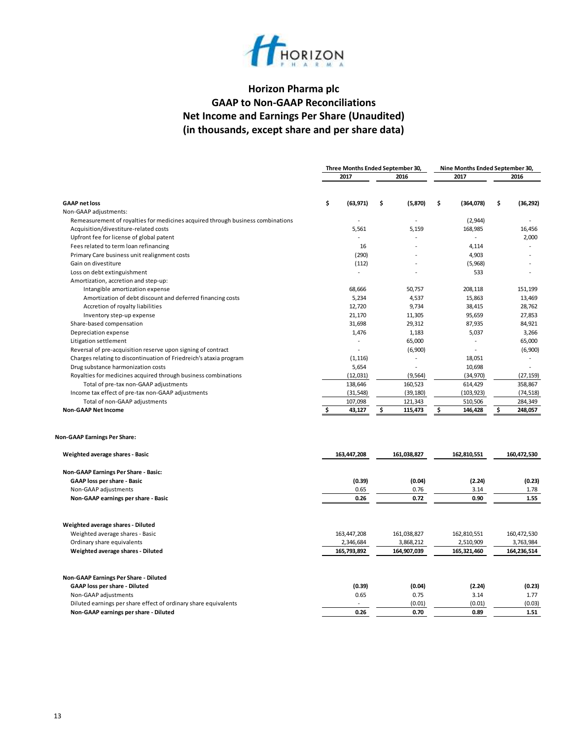# Horizon Pharma plc

## GAAP to Non-GAAP Reconciliations

## Net Income and Earnings Per Share (Unaudited)

## (in thousands, except share and per share data)

| | Three Months Ended September 30, | | Nine Months Ended September 30, | |
|---|---|---|---|---|
| | 2017 | 2016 | 2017 | 2016 |
| **GAAP net loss** | $ (63,971) | $ (5,870) | $ (364,078) | $ (36,292) |
| Non-GAAP adjustments: | | | | |
| Remeasurement of royalties for medicines acquired through business combinations | - | - | (2,944) | - |
| Acquisition/divestiture-related costs | 5,561 | 5,159 | 168,985 | 16,456 |
| Upfront fee for license of global patent | - | - | - | 2,000 |
| Fees related to term loan refinancing | 16 | - | 4,114 | - |
| Primary Care business unit realignment costs | (290) | - | 4,903 | - |
| Gain on divestiture | (112) | - | (5,968) | - |
| Loss on debt extinguishment | - | - | 533 | - |
| Amortization, accretion and step-up: | | | | |
| Intangible amortization expense | 68,666 | 50,757 | 208,118 | 151,199 |
| Amortization of debt discount and deferred financing costs | 5,234 | 4,537 | 15,863 | 13,469 |
| Accretion of royalty liabilities | 12,720 | 9,734 | 38,415 | 28,762 |
| Inventory step-up expense | 21,170 | 11,305 | 95,659 | 27,853 |
| Share-based compensation | 31,698 | 29,312 | 87,935 | 84,921 |
| Depreciation expense | 1,476 | 1,183 | 5,037 | 3,266 |
| Litigation settlement | - | 65,000 | - | 65,000 |
| Reversal of pre-acquisition reserve upon signing of contract | - | (6,900) | - | (6,900) |
| Charges relating to discontinuation of Friedreich's ataxia program | (1,116) | - | 18,051 | - |
| Drug substance harmonization costs | 5,654 | - | 10,698 | - |
| Royalties for medicines acquired through business combinations | (12,031) | (9,564) | (34,970) | (27,159) |
| Total of pre-tax non-GAAP adjustments | 138,646 | 160,523 | 614,429 | 358,867 |
| Income tax effect of pre-tax non-GAAP adjustments | (31,548) | (39,180) | (103,923) | (74,518) |
| Total of non-GAAP adjustments | 107,098 | 121,343 | 510,506 | 284,349 |
| **Non-GAAP Net Income** | $ 43,127 | $ 115,473 | $ 146,428 | $ 248,057 |

**Non-GAAP Earnings Per Share:**

| | Three Months Ended September 30, 2017 | Three Months Ended September 30, 2016 | Nine Months Ended September 30, 2017 | Nine Months Ended September 30, 2016 |
|---|---|---|---|---|
| **Weighted average shares - Basic** | 163,447,208 | 161,038,827 | 162,810,551 | 160,472,530 |
| **Non-GAAP Earnings Per Share - Basic:** | | | | |
| **GAAP loss per share - Basic** | (0.39) | (0.04) | (2.24) | (0.23) |
| Non-GAAP adjustments | 0.65 | 0.76 | 3.14 | 1.78 |
| **Non-GAAP earnings per share - Basic** | 0.26 | 0.72 | 0.90 | 1.55 |
| **Weighted average shares - Diluted** | | | | |
| Weighted average shares - Basic | 163,447,208 | 161,038,827 | 162,810,551 | 160,472,530 |
| Ordinary share equivalents | 2,346,684 | 3,868,212 | 2,510,909 | 3,763,984 |
| **Weighted average shares - Diluted** | 165,793,892 | 164,907,039 | 165,321,460 | 164,236,514 |
| **Non-GAAP Earnings Per Share - Diluted** | | | | |
| **GAAP loss per share - Diluted** | (0.39) | (0.04) | (2.24) | (0.23) |
| Non-GAAP adjustments | 0.65 | 0.75 | 3.14 | 1.77 |
| Diluted earnings per share effect of ordinary share equivalents | - | (0.01) | (0.01) | (0.03) |
| **Non-GAAP earnings per share - Diluted** | 0.26 | 0.70 | 0.89 | 1.51 |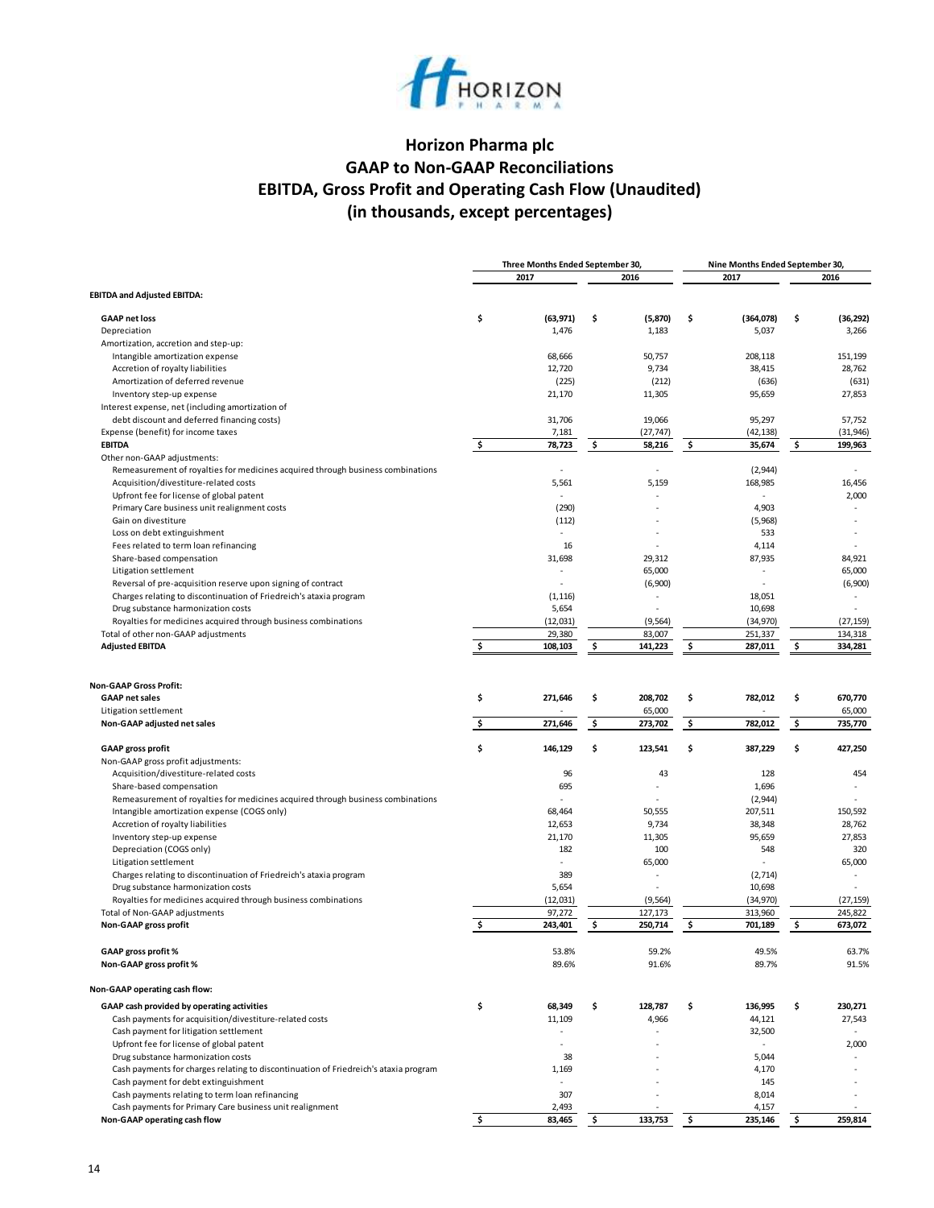# Horizon Pharma plc

## GAAP to Non-GAAP Reconciliations
## EBITDA, Gross Profit and Operating Cash Flow (Unaudited)
## (in thousands, except percentages)

| | Three Months Ended September 30, | | Nine Months Ended September 30, | |
|---|---|---|---|---|
| | 2017 | 2016 | 2017 | 2016 |
| **EBITDA and Adjusted EBITDA:** | | | | |
| **GAAP net loss** | $ (63,971) | $ (5,870) | $ (364,078) | $ (36,292) |
| Depreciation | 1,476 | 1,183 | 5,037 | 3,266 |
| Amortization, accretion and step-up: | | | | |
| Intangible amortization expense | 68,666 | 50,757 | 208,118 | 151,199 |
| Accretion of royalty liabilities | 12,720 | 9,734 | 38,415 | 28,762 |
| Amortization of deferred revenue | (225) | (212) | (636) | (631) |
| Inventory step-up expense | 21,170 | 11,305 | 95,659 | 27,853 |
| Interest expense, net (including amortization of debt discount and deferred financing costs) | 31,706 | 19,066 | 95,297 | 57,752 |
| Expense (benefit) for income taxes | 7,181 | (27,747) | (42,138) | (31,946) |
| **EBITDA** | $ 78,723 | $ 58,216 | $ 35,674 | $ 199,963 |
| Other non-GAAP adjustments: | | | | |
| Remeasurement of royalties for medicines acquired through business combinations | - | - | (2,944) | - |
| Acquisition/divestiture-related costs | 5,561 | 5,159 | 168,985 | 16,456 |
| Upfront fee for license of global patent | - | - | - | 2,000 |
| Primary Care business unit realignment costs | (290) | - | 4,903 | - |
| Gain on divestiture | (112) | - | (5,968) | - |
| Loss on debt extinguishment | - | - | 533 | - |
| Fees related to term loan refinancing | 16 | - | 4,114 | - |
| Share-based compensation | 31,698 | 29,312 | 87,935 | 84,921 |
| Litigation settlement | - | 65,000 | - | 65,000 |
| Reversal of pre-acquisition reserve upon signing of contract | - | (6,900) | - | (6,900) |
| Charges relating to discontinuation of Friedreich's ataxia program | (1,116) | - | 18,051 | - |
| Drug substance harmonization costs | 5,654 | - | 10,698 | - |
| Royalties for medicines acquired through business combinations | (12,031) | (9,564) | (34,970) | (27,159) |
| Total of other non-GAAP adjustments | 29,380 | 83,007 | 251,337 | 134,318 |
| **Adjusted EBITDA** | $ 108,103 | $ 141,223 | $ 287,011 | $ 334,281 |
| **Non-GAAP Gross Profit:** | | | | |
| **GAAP net sales** | $ 271,646 | $ 208,702 | $ 782,012 | $ 670,770 |
| Litigation settlement | - | 65,000 | - | 65,000 |
| **Non-GAAP adjusted net sales** | $ 271,646 | $ 273,702 | $ 782,012 | $ 735,770 |
| **GAAP gross profit** | $ 146,129 | $ 123,541 | $ 387,229 | $ 427,250 |
| Non-GAAP gross profit adjustments: | | | | |
| Acquisition/divestiture-related costs | 96 | 43 | 128 | 454 |
| Share-based compensation | 695 | - | 1,696 | - |
| Remeasurement of royalties for medicines acquired through business combinations | - | - | (2,944) | - |
| Intangible amortization expense (COGS only) | 68,464 | 50,555 | 207,511 | 150,592 |
| Accretion of royalty liabilities | 12,653 | 9,734 | 38,348 | 28,762 |
| Inventory step-up expense | 21,170 | 11,305 | 95,659 | 27,853 |
| Depreciation (COGS only) | 182 | 100 | 548 | 320 |
| Litigation settlement | - | 65,000 | - | 65,000 |
| Charges relating to discontinuation of Friedreich's ataxia program | 389 | - | (2,714) | - |
| Drug substance harmonization costs | 5,654 | - | 10,698 | - |
| Royalties for medicines acquired through business combinations | (12,031) | (9,564) | (34,970) | (27,159) |
| Total of Non-GAAP adjustments | 97,272 | 127,173 | 313,960 | 245,822 |
| **Non-GAAP gross profit** | $ 243,401 | $ 250,714 | $ 701,189 | $ 673,072 |
| **GAAP gross profit %** | 53.8% | 59.2% | 49.5% | 63.7% |
| **Non-GAAP gross profit %** | 89.6% | 91.6% | 89.7% | 91.5% |
| **Non-GAAP operating cash flow:** | | | | |
| **GAAP cash provided by operating activities** | $ 68,349 | $ 128,787 | $ 136,995 | $ 230,271 |
| Cash payments for acquisition/divestiture-related costs | 11,109 | 4,966 | 44,121 | 27,543 |
| Cash payment for litigation settlement | - | - | 32,500 | - |
| Upfront fee for license of global patent | - | - | - | 2,000 |
| Drug substance harmonization costs | 38 | - | 5,044 | - |
| Cash payments for charges relating to discontinuation of Friedreich's ataxia program | 1,169 | - | 4,170 | - |
| Cash payment for debt extinguishment | - | - | 145 | - |
| Cash payments relating to term loan refinancing | 307 | - | 8,014 | - |
| Cash payments for Primary Care business unit realignment | 2,493 | - | 4,157 | - |
| **Non-GAAP operating cash flow** | $ 83,465 | $ 133,753 | $ 235,146 | $ 259,814 |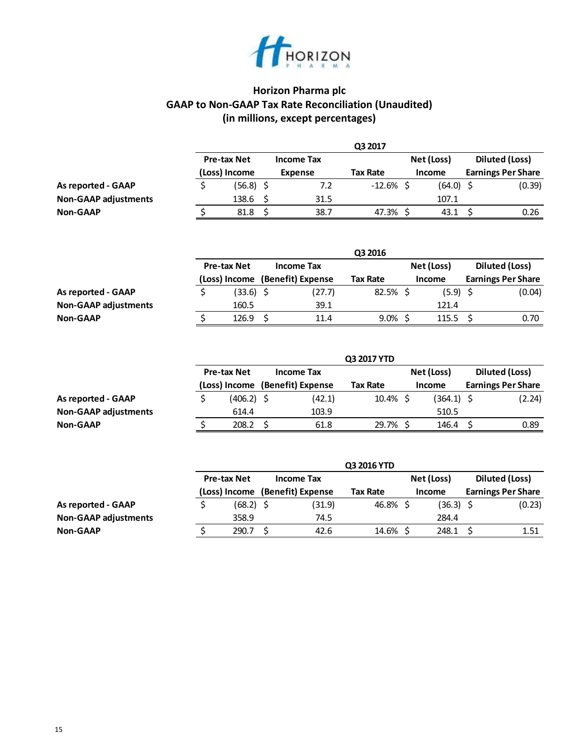# Horizon Pharma plc

## GAAP to Non-GAAP Tax Rate Reconciliation (Unaudited)

### (in millions, except percentages)

| | Q3 2017 | | | | |
|---|---|---|---|---|---|
| | Pre-tax Net (Loss) Income | Income Tax Expense | Tax Rate | Net (Loss) Income | Diluted (Loss) Earnings Per Share |
| As reported - GAAP | $ (56.8) | $ 7.2 | -12.6% | $ (64.0) | $ (0.39) |
| Non-GAAP adjustments | 138.6 | $ 31.5 | | 107.1 | |
| Non-GAAP | $ 81.8 | $ 38.7 | 47.3% | $ 43.1 | $ 0.26 |

| | Q3 2016 | | | | |
|---|---|---|---|---|---|
| | Pre-tax Net (Loss) Income | Income Tax (Benefit) Expense | Tax Rate | Net (Loss) Income | Diluted (Loss) Earnings Per Share |
| As reported - GAAP | $ (33.6) | $ (27.7) | 82.5% | $ (5.9) | $ (0.04) |
| Non-GAAP adjustments | 160.5 | 39.1 | | 121.4 | |
| Non-GAAP | $ 126.9 | $ 11.4 | 9.0% | $ 115.5 | $ 0.70 |

| | Q3 2017 YTD | | | | |
|---|---|---|---|---|---|
| | Pre-tax Net (Loss) Income | Income Tax (Benefit) Expense | Tax Rate | Net (Loss) Income | Diluted (Loss) Earnings Per Share |
| As reported - GAAP | $ (406.2) | $ (42.1) | 10.4% | $ (364.1) | $ (2.24) |
| Non-GAAP adjustments | 614.4 | 103.9 | | 510.5 | |
| Non-GAAP | $ 208.2 | $ 61.8 | 29.7% | $ 146.4 | $ 0.89 |

| | Q3 2016 YTD | | | | |
|---|---|---|---|---|---|
| | Pre-tax Net (Loss) Income | Income Tax (Benefit) Expense | Tax Rate | Net (Loss) Income | Diluted (Loss) Earnings Per Share |
| As reported - GAAP | $ (68.2) | $ (31.9) | 46.8% | $ (36.3) | $ (0.23) |
| Non-GAAP adjustments | 358.9 | 74.5 | | 284.4 | |
| Non-GAAP | $ 290.7 | $ 42.6 | 14.6% | $ 248.1 | $ 1.51 |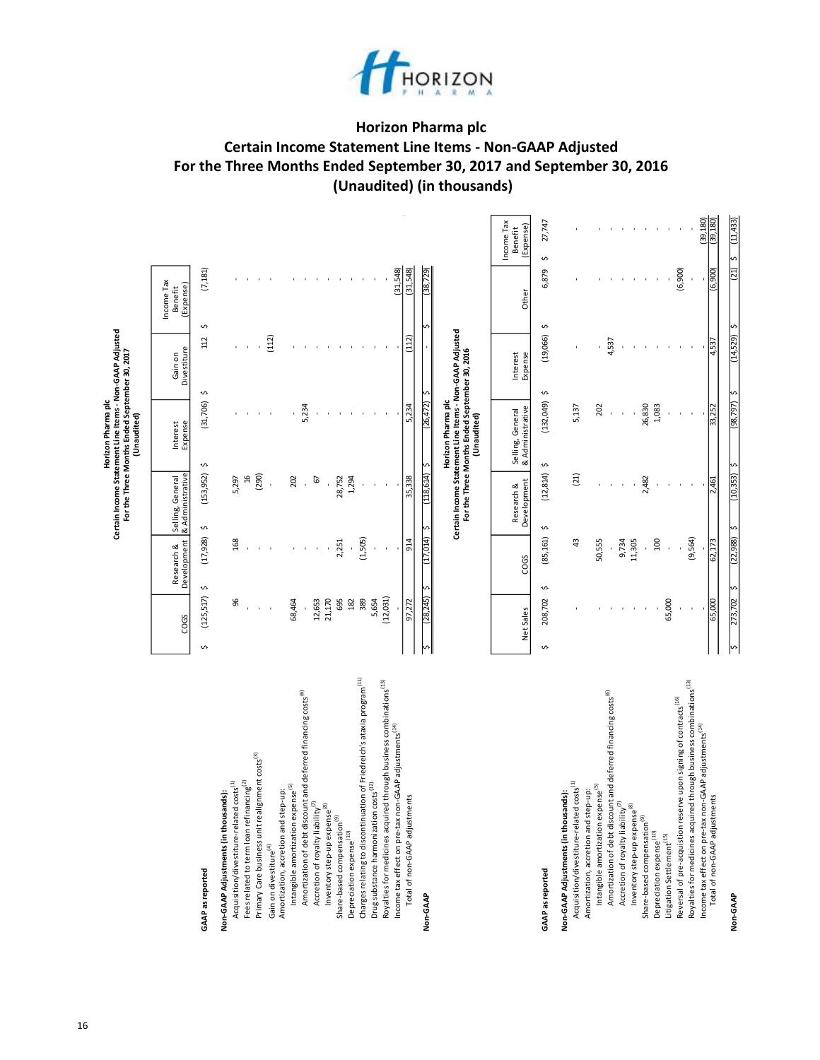# Horizon Pharma plc

## Certain Income Statement Line Items - Non-GAAP Adjusted
## For the Three Months Ended September 30, 2017 and September 30, 2016
## (Unaudited) (in thousands)

**Horizon Pharma plc**
**Certain Income Statement Line Items - Non-GAAP Adjusted**
**For the Three Months Ended September 30, 2017**
**(Unaudited)**

| | COGS | Research & Development | Selling, General & Administrative | Interest Expense | Gain on Divestiture | Income Tax Benefit (Expense) |
|---|---|---|---|---|---|---|
| **GAAP as reported** | $ (125,517) | $ (17,928) | $ (153,952) | $ (31,706) | $ 112 | $ (7,181) |
| **Non-GAAP Adjustments (in thousands):** | | | | | | |
| Acquisition/divestiture-related costs[1] | 96 | 168 | 5,297 | - | - | - |
| Fees related to term loan refinancing[2] | - | - | 16 | - | - | - |
| Primary Care business unit realignment costs[3] | - | - | (290) | - | - | - |
| Gain on divestiture[4] | - | - | - | - | (112) | - |
| Amortization, accretion and step-up: | | | | | | |
| Intangible amortization expense[5] | 68,464 | - | 202 | - | - | - |
| Amortization of debt discount and deferred financing costs[6] | - | - | - | 5,234 | - | - |
| Accretion of royalty liability[7] | 12,653 | - | 67 | - | - | - |
| Inventory step-up expense[8] | 21,170 | - | - | - | - | - |
| Share-based compensation[9] | 695 | 2,251 | 28,752 | - | - | - |
| Depreciation expense[10] | 182 | - | 1,294 | - | - | - |
| Charges relating to discontinuation of Friedreich's ataxia program[11] | 389 | (1,505) | - | - | - | - |
| Drug substance harmonization costs[12] | 5,654 | - | - | - | - | - |
| Royalties for medicines acquired through business combinations[13] | (12,031) | - | - | - | - | - |
| Income tax effect on pre-tax non-GAAP adjustments[14] | - | - | - | - | - | (31,548) |
| Total of non-GAAP adjustments | 97,272 | 914 | 35,338 | 5,234 | (112) | (31,548) |
| **Non-GAAP** | $ (28,245) | $ (17,014) | $ (118,614) | $ (26,472) | $ - | $ (38,729) |

**Horizon Pharma plc**
**Certain Income Statement Line Items - Non-GAAP Adjusted**
**For the Three Months Ended September 30, 2016**
**(Unaudited)**

| | Net Sales | COGS | Research & Development | Selling, General & Administrative | Interest Expense | Other | Income Tax Benefit (Expense) |
|---|---|---|---|---|---|---|---|
| **GAAP as reported** | $ 208,702 | $ (85,161) | $ (12,814) | $ (132,049) | $ (19,066) | $ 6,879 | $ 27,747 |
| **Non-GAAP Adjustments (in thousands):** | | | | | | | |
| Acquisition/divestiture-related costs[1] | - | 43 | (21) | 5,137 | - | - | - |
| Amortization, accretion and step-up: | | | | | | | |
| Intangible amortization expense[5] | - | 50,555 | - | 202 | - | - | - |
| Amortization of debt discount and deferred financing costs[6] | - | - | - | - | 4,537 | - | - |
| Accretion of royalty liability[7] | - | 9,734 | - | - | - | - | - |
| Inventory step-up expense[8] | - | 11,305 | - | - | - | - | - |
| Share-based compensation[9] | - | - | 2,482 | 26,830 | - | - | - |
| Depreciation expense[10] | - | 100 | - | 1,083 | - | - | - |
| Litigation Settlement[15] | 65,000 | - | - | - | - | - | - |
| Reversal of pre-acquistion reserve upon signing of contracts[16] | - | - | - | - | - | (6,900) | - |
| Royalties for medicines acquired through business combinations[13] | - | (9,564) | - | - | - | - | - |
| Income tax effect on pre-tax non-GAAP adjustments[14] | - | - | - | - | - | - | (39,180) |
| Total of non-GAAP adjustments | 65,000 | 62,173 | 2,461 | 33,252 | 4,537 | (6,900) | (39,180) |
| **Non-GAAP** | $ 273,702 | $ (22,988) | $ (10,353) | $ (98,797) | $ (14,529) | $ (21) | $ (11,433) |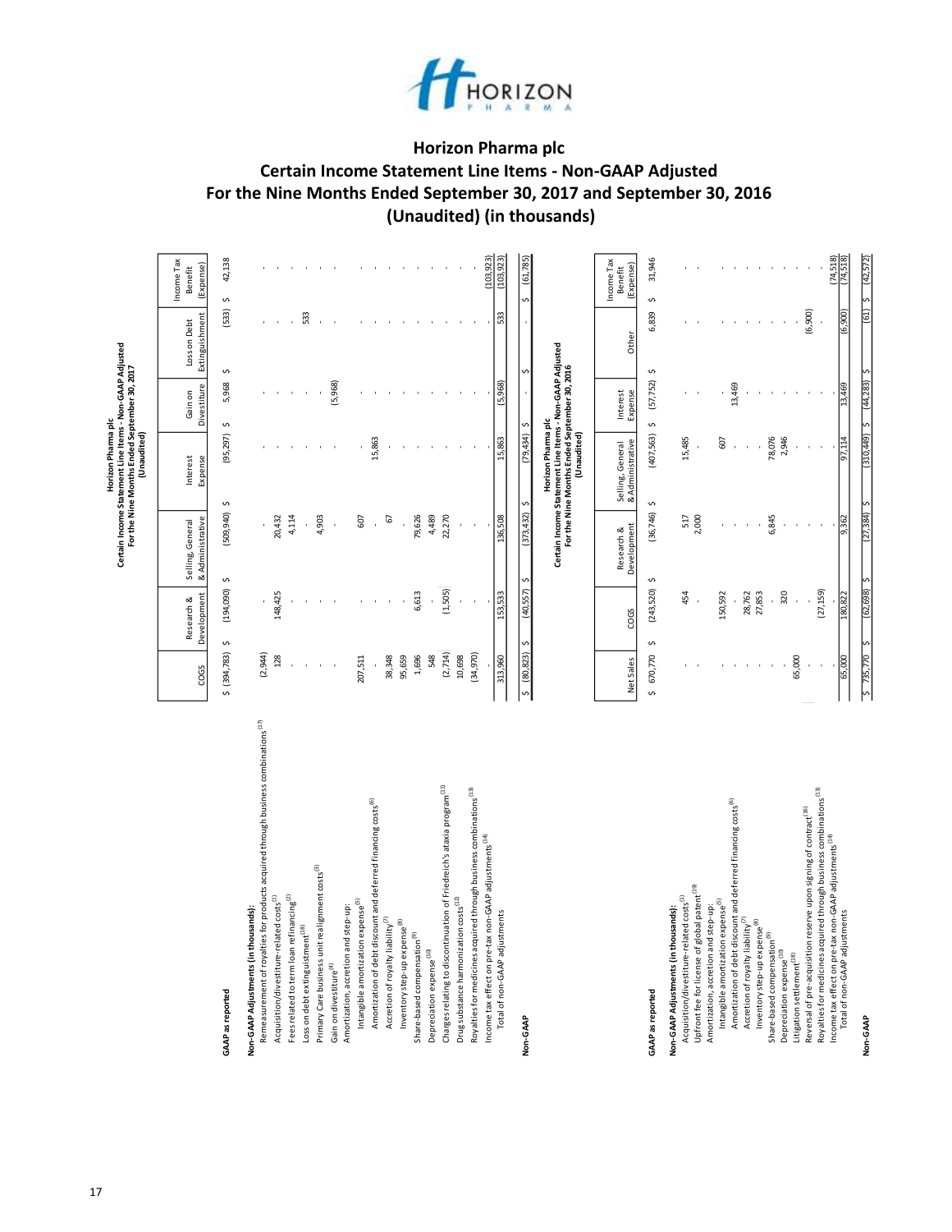# Horizon Pharma plc

## Certain Income Statement Line Items - Non-GAAP Adjusted
## For the Nine Months Ended September 30, 2017 and September 30, 2016
## (Unaudited) (in thousands)

**Horizon Pharma plc**
**Certain Income Statement Line Items - Non-GAAP Adjusted**
**For the Nine Months Ended September 30, 2017**
**(Unaudited)**

| | COGS | Research & Development | Selling, General & Administrative | Interest Expense | Gain on Divestiture | Loss on Debt Extinguishment | Income Tax Benefit (Expense) |
|---|---|---|---|---|---|---|---|
| **GAAP as reported** | $ (394,783) | $ (194,090) | $ (509,940) | $ (95,297) | $ 5,968 | $ (533) | $ 42,138 |
| **Non-GAAP Adjustments (in thousands):** | | | | | | | |
| Remeasurement of royalties for products acquired through business combinations[17] | (2,944) | - | - | - | - | - | - |
| Acquisition/divestiture-related costs[1] | 128 | 148,425 | 20,432 | - | - | - | - |
| Fees related to term loan refinancing[2] | - | - | 4,114 | - | - | - | - |
| Loss on debt extinguishment[18] | - | - | - | - | - | 533 | - |
| Primary Care business unit realignment costs[3] | - | - | 4,903 | - | - | - | - |
| Gain on divestiture[4] | - | - | - | - | (5,968) | - | - |
| Amortization, accretion and step-up: | | | | | | | |
| Intangible amortization expense[5] | 207,511 | - | 607 | - | - | - | - |
| Amortization of debt discount and deferred financing costs[6] | - | - | - | 15,863 | - | - | - |
| Accretion of royalty liability[7] | 38,348 | - | 67 | - | - | - | - |
| Inventory step-up expense[8] | 95,659 | - | - | - | - | - | - |
| Share-based compensation[9] | 1,696 | 6,613 | 79,626 | - | - | - | - |
| Depreciation expense[10] | 548 | - | 4,489 | - | - | - | - |
| Charges relating to discontinuation of Friedreich's ataxia program[11] | (2,714) | (1,505) | 22,270 | - | - | - | - |
| Drug substance harmonization costs[12] | 10,698 | - | - | - | - | - | - |
| Royalties for medicines acquired through business combinations[13] | (34,970) | - | - | - | - | - | - |
| Income tax effect on pre-tax non-GAAP adjustments[14] | - | - | - | - | - | - | (103,923) |
| Total of non-GAAP adjustments | 313,960 | 153,533 | 136,508 | 15,863 | (5,968) | 533 | (103,923) |
| **Non-GAAP** | $ (80,823) | $ (40,557) | $ (373,432) | $ (79,434) | $ - | $ - | $ (61,785) |

**Horizon Pharma plc**
**Certain Income Statement Line Items - Non-GAAP Adjusted**
**For the Nine Months Ended September 30, 2016**
**(Unaudited)**

| | Net Sales | COGS | Research & Development | Selling, General & Administrative | Interest Expense | Other | Income Tax Benefit (Expense) |
|---|---|---|---|---|---|---|---|
| **GAAP as reported** | $ 670,770 | $ (243,520) | $ (36,746) | $ (407,563) | $ (57,752) | $ 6,839 | $ 31,946 |
| **Non-GAAP Adjustments (in thousands):** | | | | | | | |
| Acquisition/divestiture-related costs[1] | - | 454 | 517 | 15,485 | - | - | - |
| Upfront fee for license of global patent[19] | - | - | 2,000 | - | - | - | - |
| Amortization, accretion and step-up: | | | | | | | |
| Intangible amortization expense[5] | - | 150,592 | - | 607 | - | - | - |
| Amortization of debt discount and deferred financing costs[6] | - | - | - | - | 13,469 | - | - |
| Accretion of royalty liability[7] | - | 28,762 | - | - | - | - | - |
| Inventory step-up expense[8] | - | 27,853 | - | - | - | - | - |
| Share-based compensation[9] | - | - | 6,845 | 78,076 | - | - | - |
| Depreciation expense[10] | - | 320 | - | 2,946 | - | - | - |
| Litigation settlement[18] | 65,000 | - | - | - | - | - | - |
| Reversal of pre-acquisition reserve upon signing of contract[16] | - | - | - | - | - | (6,900) | - |
| Royalties for medicines acquired through business combinations[13] | - | (27,159) | - | - | - | - | - |
| Income tax effect on pre-tax non-GAAP adjustments[14] | - | - | - | - | - | - | (74,518) |
| Total of non-GAAP adjustments | 65,000 | 180,822 | 9,362 | 97,114 | 13,469 | (6,900) | (74,518) |
| **Non-GAAP** | $ 735,770 | $ (62,698) | $ (27,384) | $ (310,449) | $ (44,283) | $ (61) | $ (42,572) |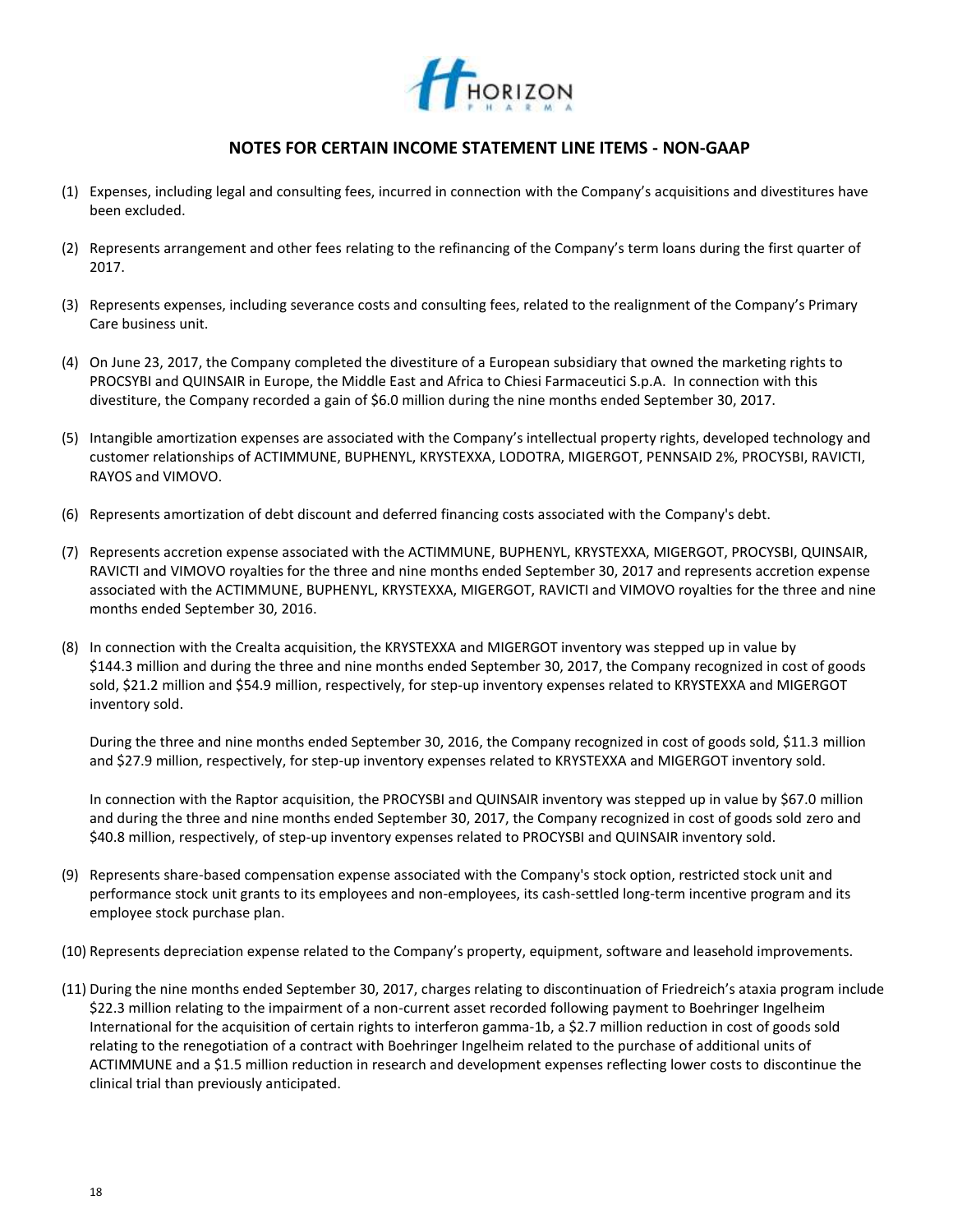## NOTES FOR CERTAIN INCOME STATEMENT LINE ITEMS - NON-GAAP

(1) Expenses, including legal and consulting fees, incurred in connection with the Company's acquisitions and divestitures have been excluded.

(2) Represents arrangement and other fees relating to the refinancing of the Company's term loans during the first quarter of 2017.

(3) Represents expenses, including severance costs and consulting fees, related to the realignment of the Company's Primary Care business unit.

(4) On June 23, 2017, the Company completed the divestiture of a European subsidiary that owned the marketing rights to PROCSYBI and QUINSAIR in Europe, the Middle East and Africa to Chiesi Farmaceutici S.p.A. In connection with this divestiture, the Company recorded a gain of $6.0 million during the nine months ended September 30, 2017.

(5) Intangible amortization expenses are associated with the Company's intellectual property rights, developed technology and customer relationships of ACTIMMUNE, BUPHENYL, KRYSTEXXA, LODOTRA, MIGERGOT, PENNSAID 2%, PROCYSBI, RAVICTI, RAYOS and VIMOVO.

(6) Represents amortization of debt discount and deferred financing costs associated with the Company's debt.

(7) Represents accretion expense associated with the ACTIMMUNE, BUPHENYL, KRYSTEXXA, MIGERGOT, PROCYSBI, QUINSAIR, RAVICTI and VIMOVO royalties for the three and nine months ended September 30, 2017 and represents accretion expense associated with the ACTIMMUNE, BUPHENYL, KRYSTEXXA, MIGERGOT, RAVICTI and VIMOVO royalties for the three and nine months ended September 30, 2016.

(8) In connection with the Crealta acquisition, the KRYSTEXXA and MIGERGOT inventory was stepped up in value by $144.3 million and during the three and nine months ended September 30, 2017, the Company recognized in cost of goods sold, $21.2 million and $54.9 million, respectively, for step-up inventory expenses related to KRYSTEXXA and MIGERGOT inventory sold.

    During the three and nine months ended September 30, 2016, the Company recognized in cost of goods sold, $11.3 million and $27.9 million, respectively, for step-up inventory expenses related to KRYSTEXXA and MIGERGOT inventory sold.

    In connection with the Raptor acquisition, the PROCYSBI and QUINSAIR inventory was stepped up in value by $67.0 million and during the three and nine months ended September 30, 2017, the Company recognized in cost of goods sold zero and $40.8 million, respectively, of step-up inventory expenses related to PROCYSBI and QUINSAIR inventory sold.

(9) Represents share-based compensation expense associated with the Company's stock option, restricted stock unit and performance stock unit grants to its employees and non-employees, its cash-settled long-term incentive program and its employee stock purchase plan.

(10) Represents depreciation expense related to the Company's property, equipment, software and leasehold improvements.

(11) During the nine months ended September 30, 2017, charges relating to discontinuation of Friedreich's ataxia program include $22.3 million relating to the impairment of a non-current asset recorded following payment to Boehringer Ingelheim International for the acquisition of certain rights to interferon gamma-1b, a $2.7 million reduction in cost of goods sold relating to the renegotiation of a contract with Boehringer Ingelheim related to the purchase of additional units of ACTIMMUNE and a $1.5 million reduction in research and development expenses reflecting lower costs to discontinue the clinical trial than previously anticipated.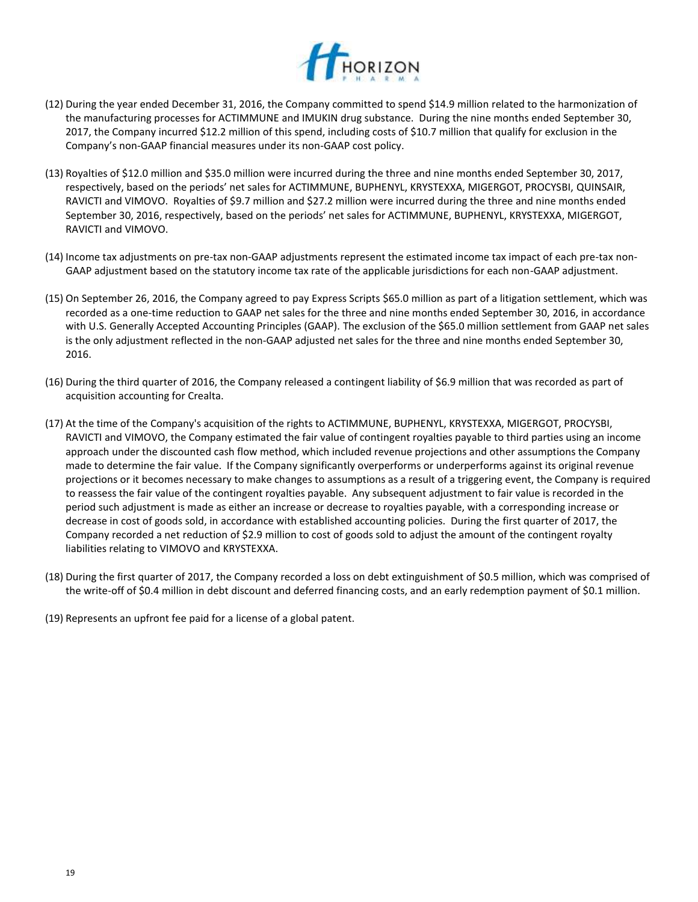(12) During the year ended December 31, 2016, the Company committed to spend $14.9 million related to the harmonization of the manufacturing processes for ACTIMMUNE and IMUKIN drug substance. During the nine months ended September 30, 2017, the Company incurred $12.2 million of this spend, including costs of $10.7 million that qualify for exclusion in the Company's non-GAAP financial measures under its non-GAAP cost policy.

(13) Royalties of $12.0 million and $35.0 million were incurred during the three and nine months ended September 30, 2017, respectively, based on the periods' net sales for ACTIMMUNE, BUPHENYL, KRYSTEXXA, MIGERGOT, PROCYSBI, QUINSAIR, RAVICTI and VIMOVO. Royalties of $9.7 million and $27.2 million were incurred during the three and nine months ended September 30, 2016, respectively, based on the periods' net sales for ACTIMMUNE, BUPHENYL, KRYSTEXXA, MIGERGOT, RAVICTI and VIMOVO.

(14) Income tax adjustments on pre-tax non-GAAP adjustments represent the estimated income tax impact of each pre-tax non-GAAP adjustment based on the statutory income tax rate of the applicable jurisdictions for each non-GAAP adjustment.

(15) On September 26, 2016, the Company agreed to pay Express Scripts $65.0 million as part of a litigation settlement, which was recorded as a one-time reduction to GAAP net sales for the three and nine months ended September 30, 2016, in accordance with U.S. Generally Accepted Accounting Principles (GAAP). The exclusion of the $65.0 million settlement from GAAP net sales is the only adjustment reflected in the non-GAAP adjusted net sales for the three and nine months ended September 30, 2016.

(16) During the third quarter of 2016, the Company released a contingent liability of $6.9 million that was recorded as part of acquisition accounting for Crealta.

(17) At the time of the Company's acquisition of the rights to ACTIMMUNE, BUPHENYL, KRYSTEXXA, MIGERGOT, PROCYSBI, RAVICTI and VIMOVO, the Company estimated the fair value of contingent royalties payable to third parties using an income approach under the discounted cash flow method, which included revenue projections and other assumptions the Company made to determine the fair value. If the Company significantly overperforms or underperforms against its original revenue projections or it becomes necessary to make changes to assumptions as a result of a triggering event, the Company is required to reassess the fair value of the contingent royalties payable. Any subsequent adjustment to fair value is recorded in the period such adjustment is made as either an increase or decrease to royalties payable, with a corresponding increase or decrease in cost of goods sold, in accordance with established accounting policies. During the first quarter of 2017, the Company recorded a net reduction of $2.9 million to cost of goods sold to adjust the amount of the contingent royalty liabilities relating to VIMOVO and KRYSTEXXA.

(18) During the first quarter of 2017, the Company recorded a loss on debt extinguishment of $0.5 million, which was comprised of the write-off of $0.4 million in debt discount and deferred financing costs, and an early redemption payment of $0.1 million.

(19) Represents an upfront fee paid for a license of a global patent.